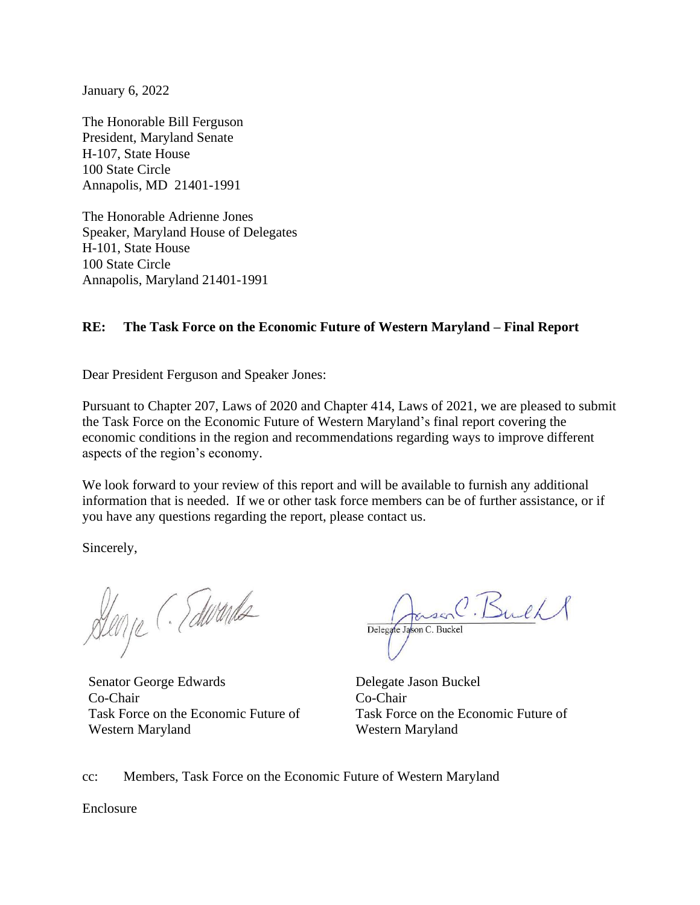January 6, 2022

The Honorable Bill Ferguson
President, Maryland Senate
H-107, State House
100 State Circle
Annapolis, MD 21401-1991

The Honorable Adrienne Jones
Speaker, Maryland House of Delegates
H-101, State House
100 State Circle
Annapolis, Maryland 21401-1991

**RE: The Task Force on the Economic Future of Western Maryland – Final Report**

Dear President Ferguson and Speaker Jones:

Pursuant to Chapter 207, Laws of 2020 and Chapter 414, Laws of 2021, we are pleased to submit the Task Force on the Economic Future of Western Maryland's final report covering the economic conditions in the region and recommendations regarding ways to improve different aspects of the region's economy.

We look forward to your review of this report and will be available to furnish any additional information that is needed. If we or other task force members can be of further assistance, or if you have any questions regarding the report, please contact us.

Sincerely,

Senator George Edwards
Co-Chair
Task Force on the Economic Future of Western Maryland

Delegate Jason C. Buckel

Delegate Jason Buckel
Co-Chair
Task Force on the Economic Future of Western Maryland

cc: Members, Task Force on the Economic Future of Western Maryland

Enclosure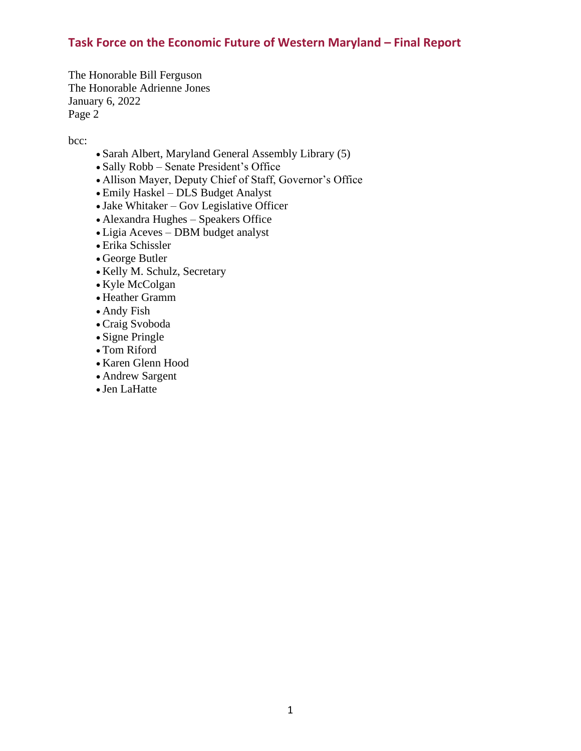The Honorable Bill Ferguson
The Honorable Adrienne Jones
January 6, 2022
Page 2

bcc:

- Sarah Albert, Maryland General Assembly Library (5)
- Sally Robb – Senate President's Office
- Allison Mayer, Deputy Chief of Staff, Governor's Office
- Emily Haskel – DLS Budget Analyst
- Jake Whitaker – Gov Legislative Officer
- Alexandra Hughes – Speakers Office
- Ligia Aceves – DBM budget analyst
- Erika Schissler
- George Butler
- Kelly M. Schulz, Secretary
- Kyle McColgan
- Heather Gramm
- Andy Fish
- Craig Svoboda
- Signe Pringle
- Tom Riford
- Karen Glenn Hood
- Andrew Sargent
- Jen LaHatte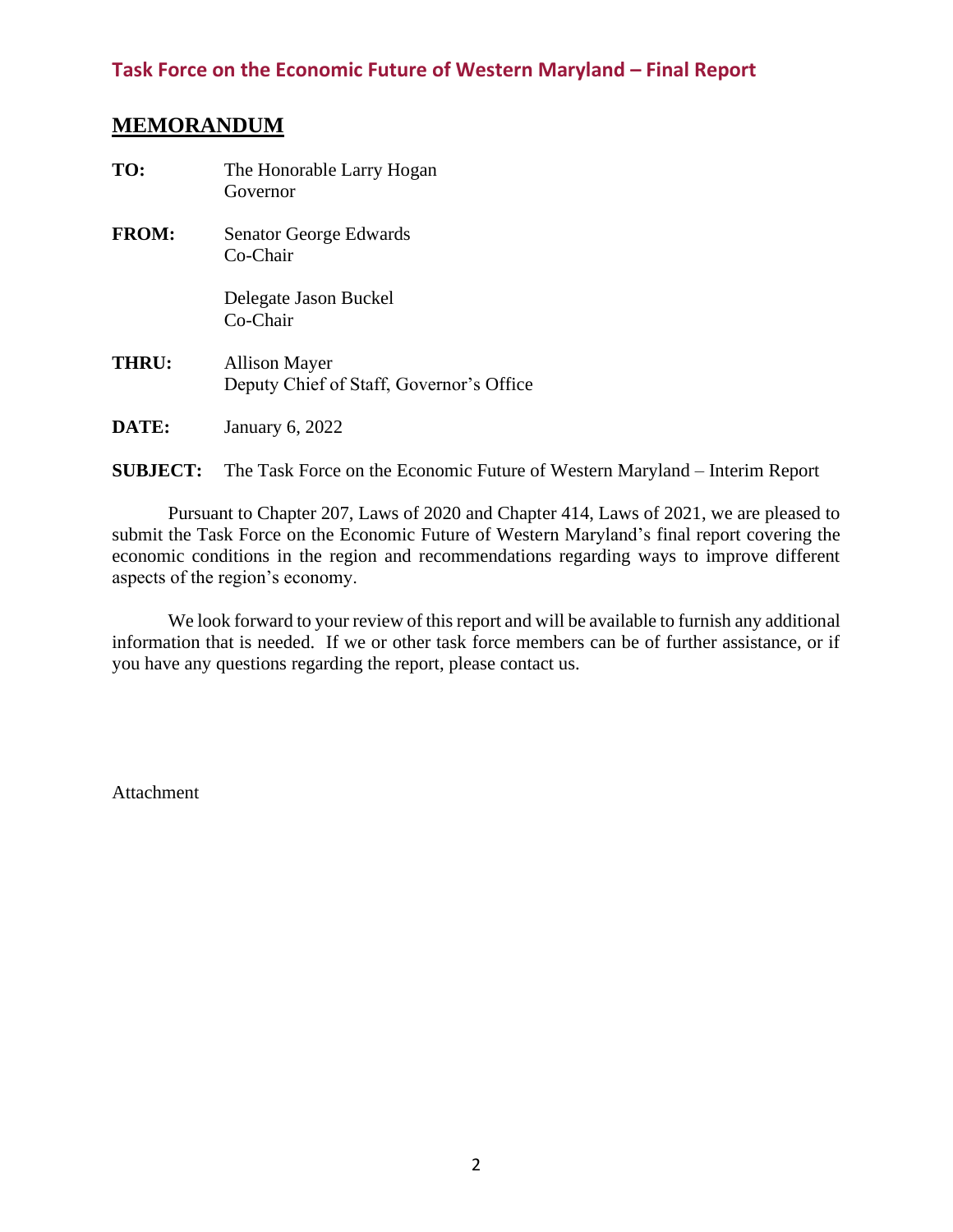## MEMORANDUM

**TO:** The Honorable Larry Hogan
Governor

**FROM:** Senator George Edwards
Co-Chair

Delegate Jason Buckel
Co-Chair

**THRU:** Allison Mayer
Deputy Chief of Staff, Governor's Office

**DATE:** January 6, 2022

**SUBJECT:** The Task Force on the Economic Future of Western Maryland – Interim Report

Pursuant to Chapter 207, Laws of 2020 and Chapter 414, Laws of 2021, we are pleased to submit the Task Force on the Economic Future of Western Maryland's final report covering the economic conditions in the region and recommendations regarding ways to improve different aspects of the region's economy.

We look forward to your review of this report and will be available to furnish any additional information that is needed. If we or other task force members can be of further assistance, or if you have any questions regarding the report, please contact us.

Attachment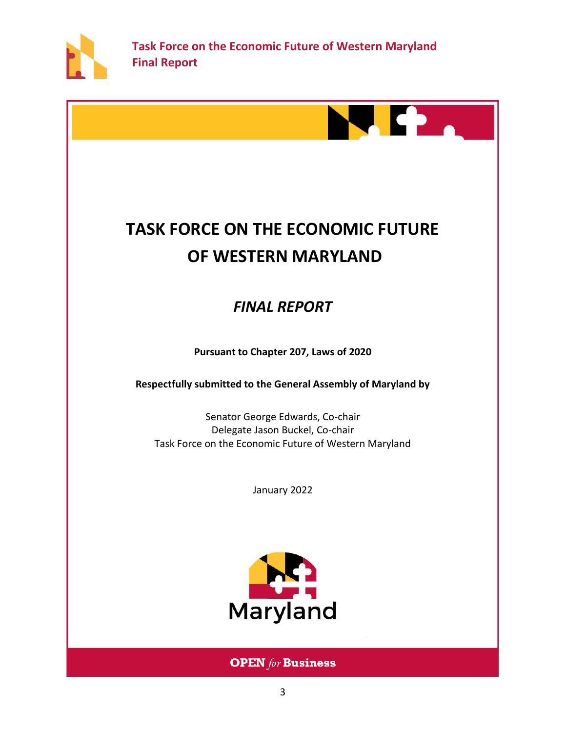# TASK FORCE ON THE ECONOMIC FUTURE OF WESTERN MARYLAND

## *FINAL REPORT*

**Pursuant to Chapter 207, Laws of 2020**

**Respectfully submitted to the General Assembly of Maryland by**

Senator George Edwards, Co-chair
Delegate Jason Buckel, Co-chair
Task Force on the Economic Future of Western Maryland

January 2022

Maryland

**OPEN *for* Business**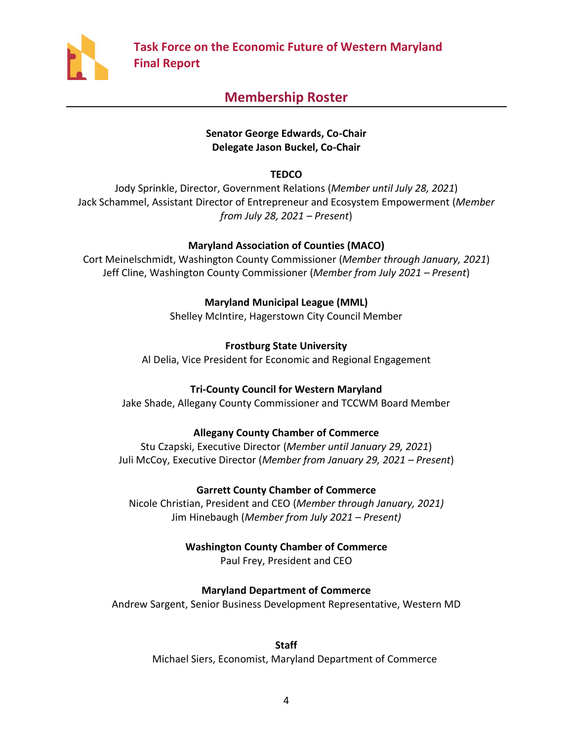## Membership Roster

**Senator George Edwards, Co-Chair**
**Delegate Jason Buckel, Co-Chair**

**TEDCO**
Jody Sprinkle, Director, Government Relations (*Member until July 28, 2021*)
Jack Schammel, Assistant Director of Entrepreneur and Ecosystem Empowerment (*Member from July 28, 2021 – Present*)

**Maryland Association of Counties (MACO)**
Cort Meinelschmidt, Washington County Commissioner (*Member through January, 2021*)
Jeff Cline, Washington County Commissioner (*Member from July 2021 – Present*)

**Maryland Municipal League (MML)**
Shelley McIntire, Hagerstown City Council Member

**Frostburg State University**
Al Delia, Vice President for Economic and Regional Engagement

**Tri-County Council for Western Maryland**
Jake Shade, Allegany County Commissioner and TCCWM Board Member

**Allegany County Chamber of Commerce**
Stu Czapski, Executive Director (*Member until January 29, 2021*)
Juli McCoy, Executive Director (*Member from January 29, 2021 – Present*)

**Garrett County Chamber of Commerce**
Nicole Christian, President and CEO (*Member through January, 2021)*
Jim Hinebaugh (*Member from July 2021 – Present)*

**Washington County Chamber of Commerce**
Paul Frey, President and CEO

**Maryland Department of Commerce**
Andrew Sargent, Senior Business Development Representative, Western MD

**Staff**
Michael Siers, Economist, Maryland Department of Commerce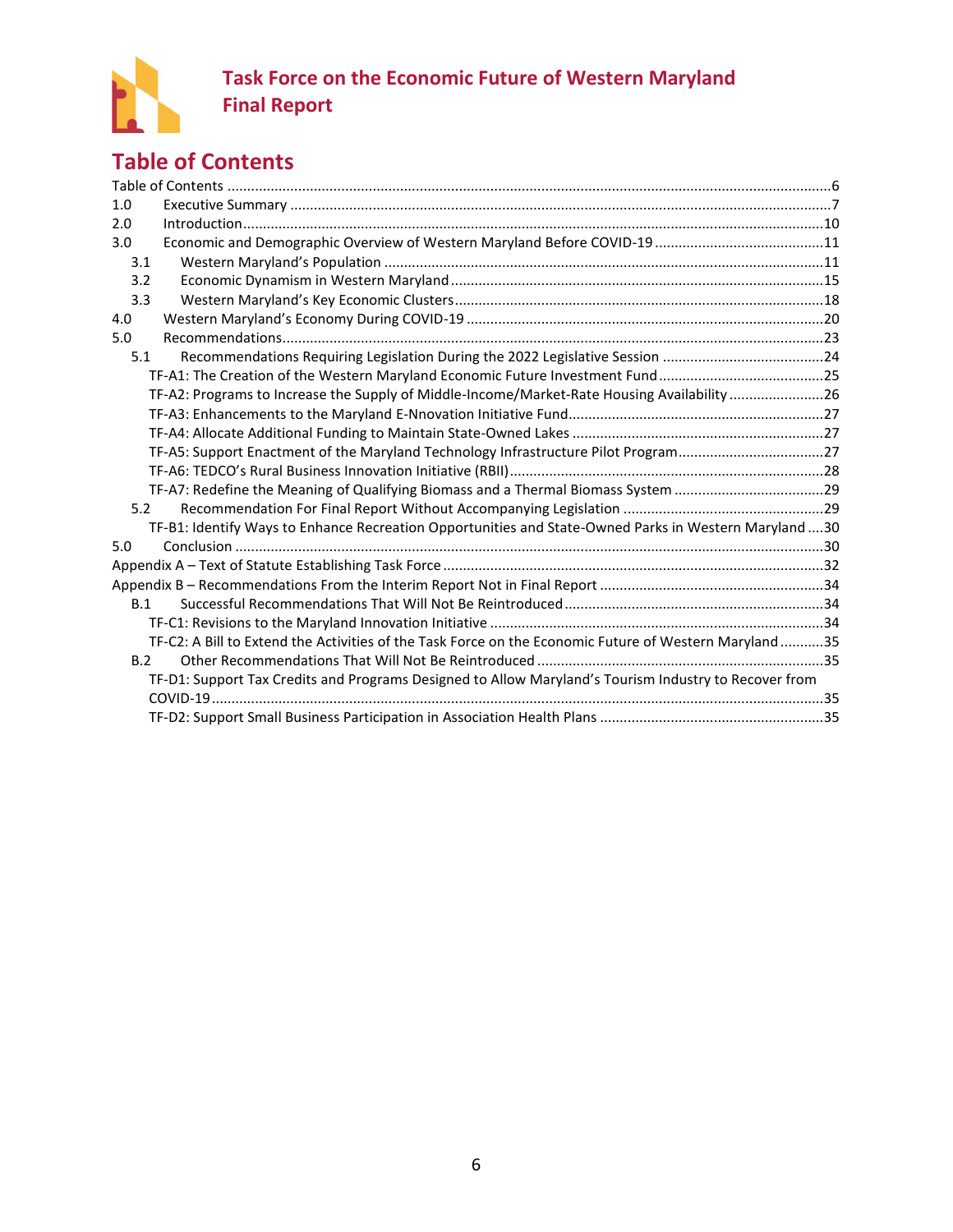# Task Force on the Economic Future of Western Maryland Final Report

## Table of Contents

Table of Contents ....6
1.0 Executive Summary ....7
2.0 Introduction ....10
3.0 Economic and Demographic Overview of Western Maryland Before COVID-19 ....11
- 3.1 Western Maryland's Population ....11
- 3.2 Economic Dynamism in Western Maryland ....15
- 3.3 Western Maryland's Key Economic Clusters ....18

4.0 Western Maryland's Economy During COVID-19 ....20
5.0 Recommendations ....23
- 5.1 Recommendations Requiring Legislation During the 2022 Legislative Session ....24
  - TF-A1: The Creation of the Western Maryland Economic Future Investment Fund ....25
  - TF-A2: Programs to Increase the Supply of Middle-Income/Market-Rate Housing Availability ....26
  - TF-A3: Enhancements to the Maryland E-Nnovation Initiative Fund ....27
  - TF-A4: Allocate Additional Funding to Maintain State-Owned Lakes ....27
  - TF-A5: Support Enactment of the Maryland Technology Infrastructure Pilot Program ....27
  - TF-A6: TEDCO's Rural Business Innovation Initiative (RBII) ....28
  - TF-A7: Redefine the Meaning of Qualifying Biomass and a Thermal Biomass System ....29
- 5.2 Recommendation For Final Report Without Accompanying Legislation ....29
  - TF-B1: Identify Ways to Enhance Recreation Opportunities and State-Owned Parks in Western Maryland ....30

5.0 Conclusion ....30
Appendix A – Text of Statute Establishing Task Force ....32
Appendix B – Recommendations From the Interim Report Not in Final Report ....34
- B.1 Successful Recommendations That Will Not Be Reintroduced ....34
  - TF-C1: Revisions to the Maryland Innovation Initiative ....34
  - TF-C2: A Bill to Extend the Activities of the Task Force on the Economic Future of Western Maryland ....35
- B.2 Other Recommendations That Will Not Be Reintroduced ....35
  - TF-D1: Support Tax Credits and Programs Designed to Allow Maryland's Tourism Industry to Recover from COVID-19 ....35
  - TF-D2: Support Small Business Participation in Association Health Plans ....35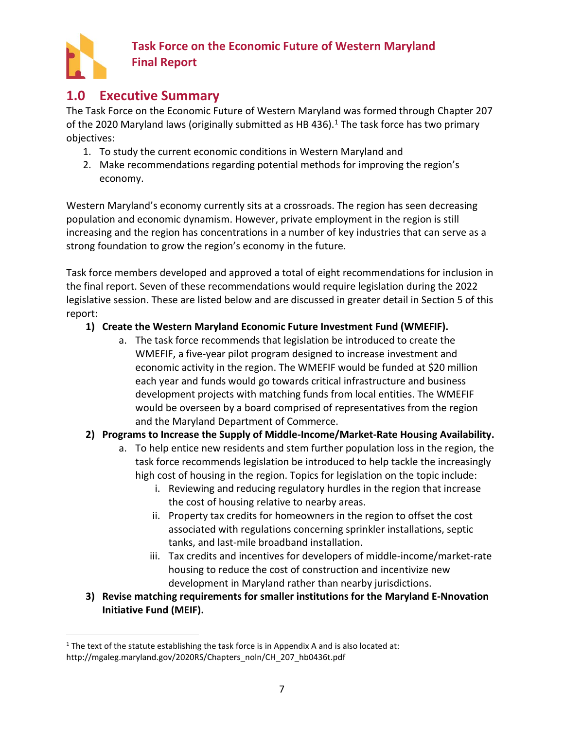## 1.0 Executive Summary

The Task Force on the Economic Future of Western Maryland was formed through Chapter 207 of the 2020 Maryland laws (originally submitted as HB 436).[1] The task force has two primary objectives:

1. To study the current economic conditions in Western Maryland and
2. Make recommendations regarding potential methods for improving the region's economy.

Western Maryland's economy currently sits at a crossroads. The region has seen decreasing population and economic dynamism. However, private employment in the region is still increasing and the region has concentrations in a number of key industries that can serve as a strong foundation to grow the region's economy in the future.

Task force members developed and approved a total of eight recommendations for inclusion in the final report. Seven of these recommendations would require legislation during the 2022 legislative session. These are listed below and are discussed in greater detail in Section 5 of this report:

1) **Create the Western Maryland Economic Future Investment Fund (WMEFIF).**
   a. The task force recommends that legislation be introduced to create the WMEFIF, a five-year pilot program designed to increase investment and economic activity in the region. The WMEFIF would be funded at $20 million each year and funds would go towards critical infrastructure and business development projects with matching funds from local entities. The WMEFIF would be overseen by a board comprised of representatives from the region and the Maryland Department of Commerce.
2) **Programs to Increase the Supply of Middle-Income/Market-Rate Housing Availability.**
   a. To help entice new residents and stem further population loss in the region, the task force recommends legislation be introduced to help tackle the increasingly high cost of housing in the region. Topics for legislation on the topic include:
      i. Reviewing and reducing regulatory hurdles in the region that increase the cost of housing relative to nearby areas.
      ii. Property tax credits for homeowners in the region to offset the cost associated with regulations concerning sprinkler installations, septic tanks, and last-mile broadband installation.
      iii. Tax credits and incentives for developers of middle-income/market-rate housing to reduce the cost of construction and incentivize new development in Maryland rather than nearby jurisdictions.
3) **Revise matching requirements for smaller institutions for the Maryland E-Nnovation Initiative Fund (MEIF).**

[1] The text of the statute establishing the task force is in Appendix A and is also located at: http://mgaleg.maryland.gov/2020RS/Chapters_noln/CH_207_hb0436t.pdf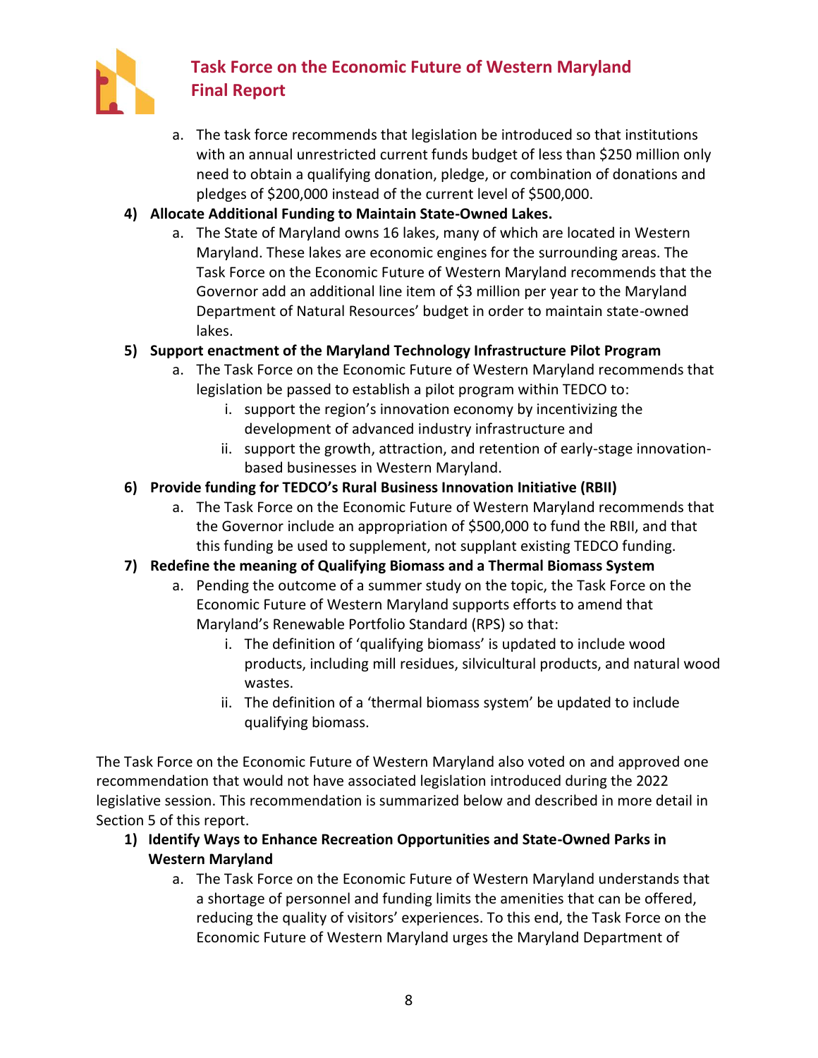a. The task force recommends that legislation be introduced so that institutions with an annual unrestricted current funds budget of less than $250 million only need to obtain a qualifying donation, pledge, or combination of donations and pledges of $200,000 instead of the current level of $500,000.

**4) Allocate Additional Funding to Maintain State-Owned Lakes.**

   a. The State of Maryland owns 16 lakes, many of which are located in Western Maryland. These lakes are economic engines for the surrounding areas. The Task Force on the Economic Future of Western Maryland recommends that the Governor add an additional line item of $3 million per year to the Maryland Department of Natural Resources' budget in order to maintain state-owned lakes.

**5) Support enactment of the Maryland Technology Infrastructure Pilot Program**

   a. The Task Force on the Economic Future of Western Maryland recommends that legislation be passed to establish a pilot program within TEDCO to:

      i. support the region's innovation economy by incentivizing the development of advanced industry infrastructure and

      ii. support the growth, attraction, and retention of early-stage innovation-based businesses in Western Maryland.

**6) Provide funding for TEDCO's Rural Business Innovation Initiative (RBII)**

   a. The Task Force on the Economic Future of Western Maryland recommends that the Governor include an appropriation of $500,000 to fund the RBII, and that this funding be used to supplement, not supplant existing TEDCO funding.

**7) Redefine the meaning of Qualifying Biomass and a Thermal Biomass System**

   a. Pending the outcome of a summer study on the topic, the Task Force on the Economic Future of Western Maryland supports efforts to amend that Maryland's Renewable Portfolio Standard (RPS) so that:

      i. The definition of 'qualifying biomass' is updated to include wood products, including mill residues, silvicultural products, and natural wood wastes.

      ii. The definition of a 'thermal biomass system' be updated to include qualifying biomass.

The Task Force on the Economic Future of Western Maryland also voted on and approved one recommendation that would not have associated legislation introduced during the 2022 legislative session. This recommendation is summarized below and described in more detail in Section 5 of this report.

**1) Identify Ways to Enhance Recreation Opportunities and State-Owned Parks in Western Maryland**

   a. The Task Force on the Economic Future of Western Maryland understands that a shortage of personnel and funding limits the amenities that can be offered, reducing the quality of visitors' experiences. To this end, the Task Force on the Economic Future of Western Maryland urges the Maryland Department of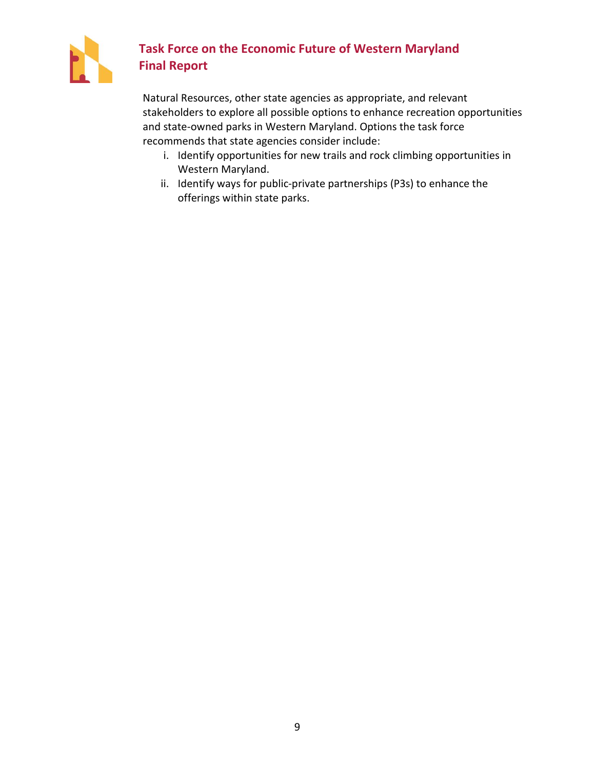Natural Resources, other state agencies as appropriate, and relevant stakeholders to explore all possible options to enhance recreation opportunities and state-owned parks in Western Maryland. Options the task force recommends that state agencies consider include:

i. Identify opportunities for new trails and rock climbing opportunities in Western Maryland.
ii. Identify ways for public-private partnerships (P3s) to enhance the offerings within state parks.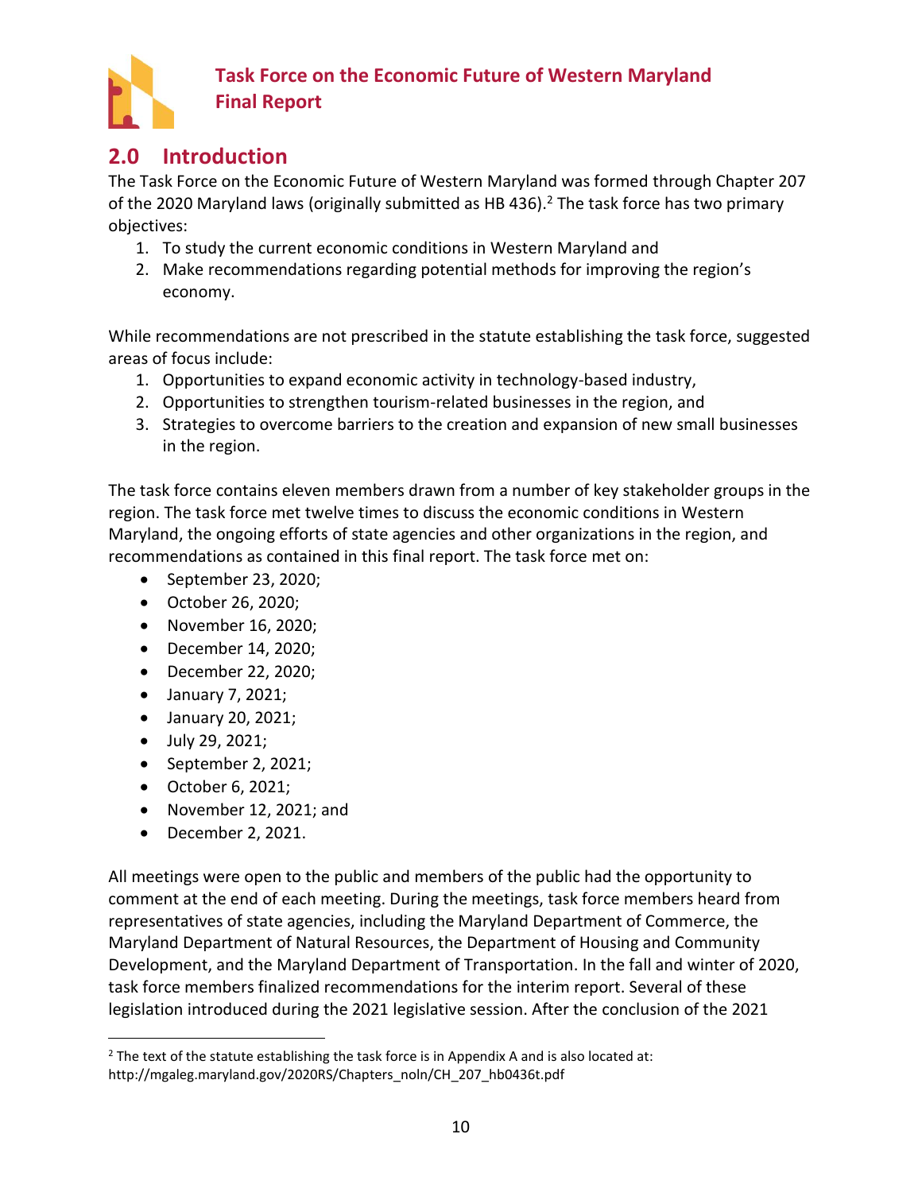## 2.0 Introduction

The Task Force on the Economic Future of Western Maryland was formed through Chapter 207 of the 2020 Maryland laws (originally submitted as HB 436).[2] The task force has two primary objectives:

1. To study the current economic conditions in Western Maryland and
2. Make recommendations regarding potential methods for improving the region's economy.

While recommendations are not prescribed in the statute establishing the task force, suggested areas of focus include:

1. Opportunities to expand economic activity in technology-based industry,
2. Opportunities to strengthen tourism-related businesses in the region, and
3. Strategies to overcome barriers to the creation and expansion of new small businesses in the region.

The task force contains eleven members drawn from a number of key stakeholder groups in the region. The task force met twelve times to discuss the economic conditions in Western Maryland, the ongoing efforts of state agencies and other organizations in the region, and recommendations as contained in this final report. The task force met on:

- September 23, 2020;
- October 26, 2020;
- November 16, 2020;
- December 14, 2020;
- December 22, 2020;
- January 7, 2021;
- January 20, 2021;
- July 29, 2021;
- September 2, 2021;
- October 6, 2021;
- November 12, 2021; and
- December 2, 2021.

All meetings were open to the public and members of the public had the opportunity to comment at the end of each meeting. During the meetings, task force members heard from representatives of state agencies, including the Maryland Department of Commerce, the Maryland Department of Natural Resources, the Department of Housing and Community Development, and the Maryland Department of Transportation. In the fall and winter of 2020, task force members finalized recommendations for the interim report. Several of these legislation introduced during the 2021 legislative session. After the conclusion of the 2021

[2] The text of the statute establishing the task force is in Appendix A and is also located at: http://mgaleg.maryland.gov/2020RS/Chapters_noln/CH_207_hb0436t.pdf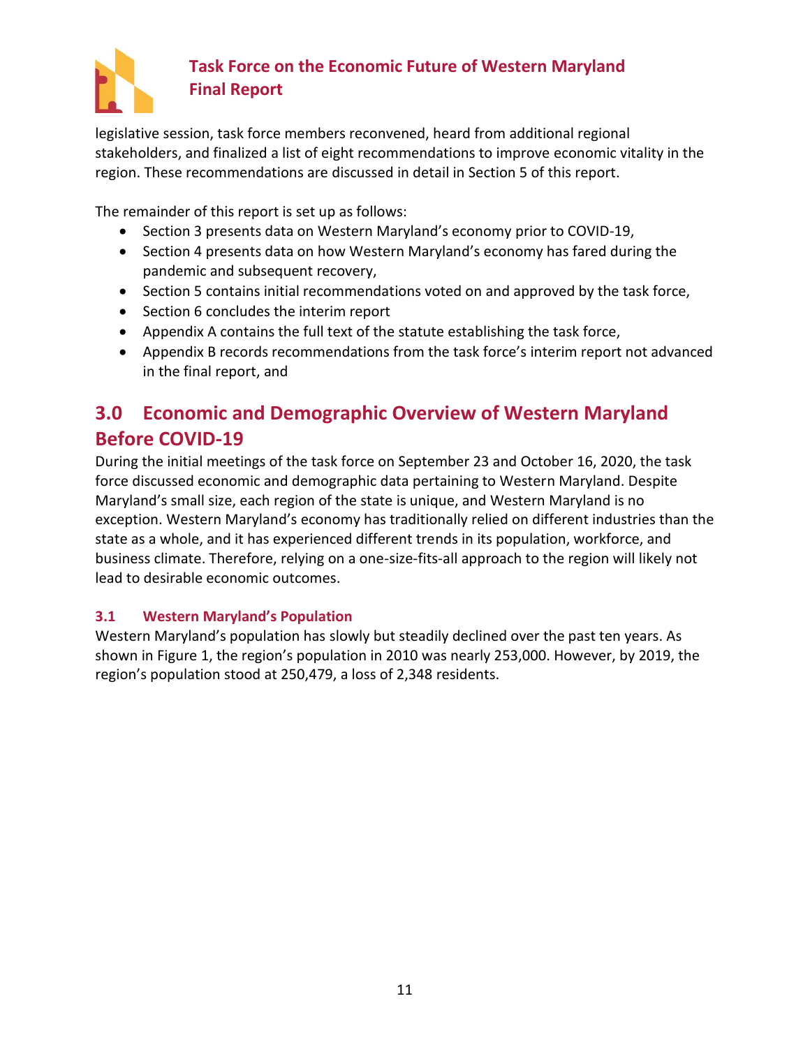legislative session, task force members reconvened, heard from additional regional stakeholders, and finalized a list of eight recommendations to improve economic vitality in the region. These recommendations are discussed in detail in Section 5 of this report.

The remainder of this report is set up as follows:

- Section 3 presents data on Western Maryland's economy prior to COVID-19,
- Section 4 presents data on how Western Maryland's economy has fared during the pandemic and subsequent recovery,
- Section 5 contains initial recommendations voted on and approved by the task force,
- Section 6 concludes the interim report
- Appendix A contains the full text of the statute establishing the task force,
- Appendix B records recommendations from the task force's interim report not advanced in the final report, and

## 3.0 Economic and Demographic Overview of Western Maryland Before COVID-19

During the initial meetings of the task force on September 23 and October 16, 2020, the task force discussed economic and demographic data pertaining to Western Maryland. Despite Maryland's small size, each region of the state is unique, and Western Maryland is no exception. Western Maryland's economy has traditionally relied on different industries than the state as a whole, and it has experienced different trends in its population, workforce, and business climate. Therefore, relying on a one-size-fits-all approach to the region will likely not lead to desirable economic outcomes.

### 3.1 Western Maryland's Population

Western Maryland's population has slowly but steadily declined over the past ten years. As shown in Figure 1, the region's population in 2010 was nearly 253,000. However, by 2019, the region's population stood at 250,479, a loss of 2,348 residents.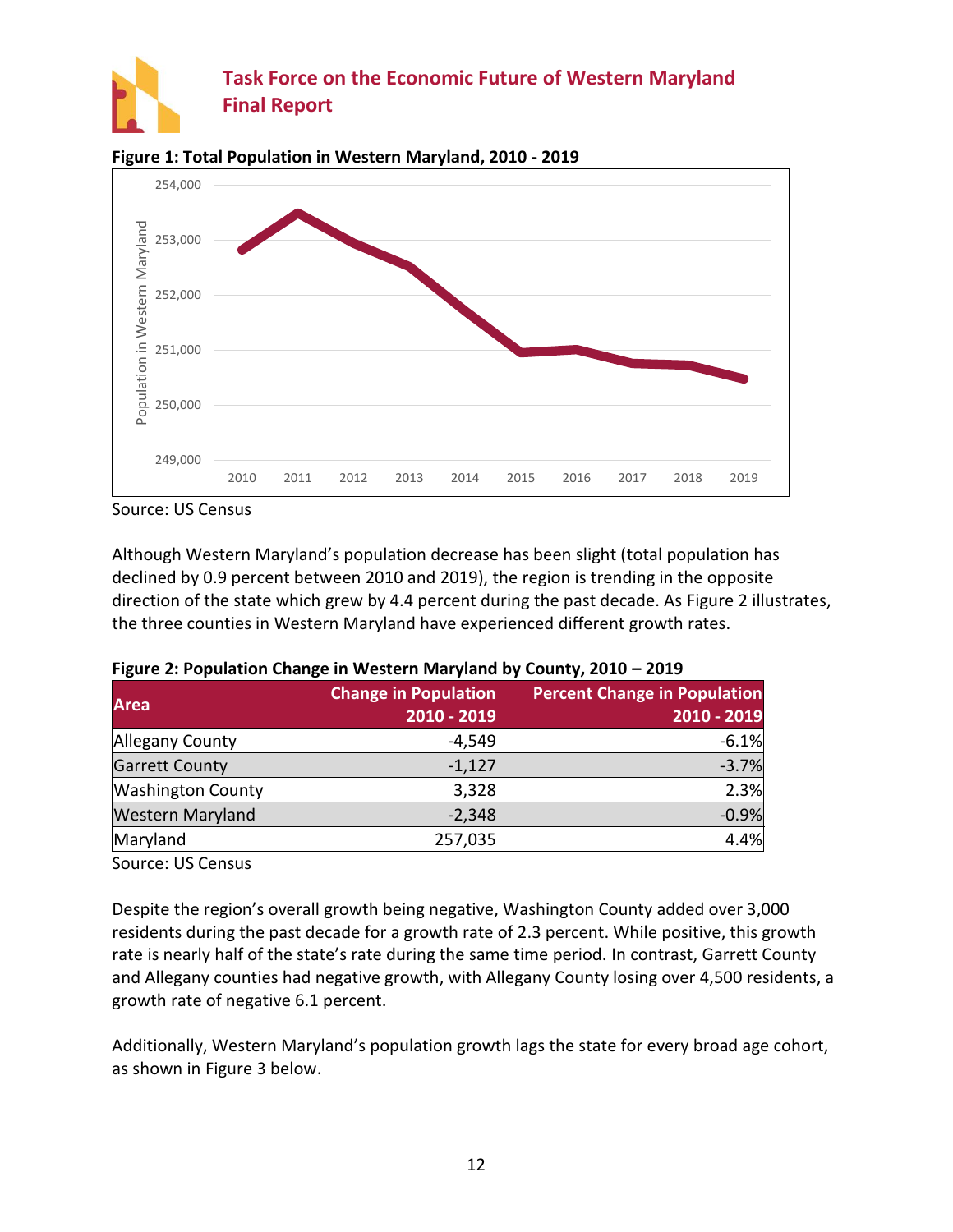**Figure 1: Total Population in Western Maryland, 2010 - 2019**

Source: US Census

Although Western Maryland's population decrease has been slight (total population has declined by 0.9 percent between 2010 and 2019), the region is trending in the opposite direction of the state which grew by 4.4 percent during the past decade. As Figure 2 illustrates, the three counties in Western Maryland have experienced different growth rates.

**Figure 2: Population Change in Western Maryland by County, 2010 – 2019**

| Area | Change in Population 2010 - 2019 | Percent Change in Population 2010 - 2019 |
| --- | ---: | ---: |
| Allegany County | -4,549 | -6.1% |
| Garrett County | -1,127 | -3.7% |
| Washington County | 3,328 | 2.3% |
| Western Maryland | -2,348 | -0.9% |
| Maryland | 257,035 | 4.4% |

Source: US Census

Despite the region's overall growth being negative, Washington County added over 3,000 residents during the past decade for a growth rate of 2.3 percent. While positive, this growth rate is nearly half of the state's rate during the same time period. In contrast, Garrett County and Allegany counties had negative growth, with Allegany County losing over 4,500 residents, a growth rate of negative 6.1 percent.

Additionally, Western Maryland's population growth lags the state for every broad age cohort, as shown in Figure 3 below.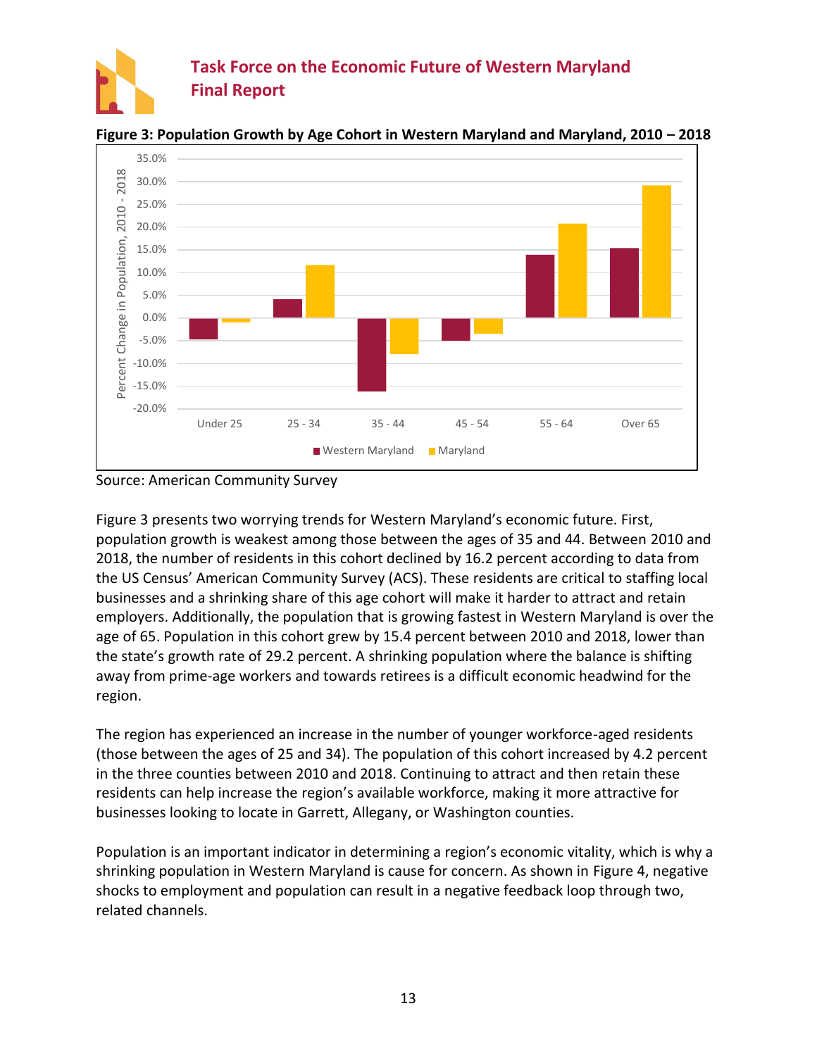**Figure 3: Population Growth by Age Cohort in Western Maryland and Maryland, 2010 – 2018**

Source: American Community Survey

Figure 3 presents two worrying trends for Western Maryland's economic future. First, population growth is weakest among those between the ages of 35 and 44. Between 2010 and 2018, the number of residents in this cohort declined by 16.2 percent according to data from the US Census' American Community Survey (ACS). These residents are critical to staffing local businesses and a shrinking share of this age cohort will make it harder to attract and retain employers. Additionally, the population that is growing fastest in Western Maryland is over the age of 65. Population in this cohort grew by 15.4 percent between 2010 and 2018, lower than the state's growth rate of 29.2 percent. A shrinking population where the balance is shifting away from prime-age workers and towards retirees is a difficult economic headwind for the region.

The region has experienced an increase in the number of younger workforce-aged residents (those between the ages of 25 and 34). The population of this cohort increased by 4.2 percent in the three counties between 2010 and 2018. Continuing to attract and then retain these residents can help increase the region's available workforce, making it more attractive for businesses looking to locate in Garrett, Allegany, or Washington counties.

Population is an important indicator in determining a region's economic vitality, which is why a shrinking population in Western Maryland is cause for concern. As shown in Figure 4, negative shocks to employment and population can result in a negative feedback loop through two, related channels.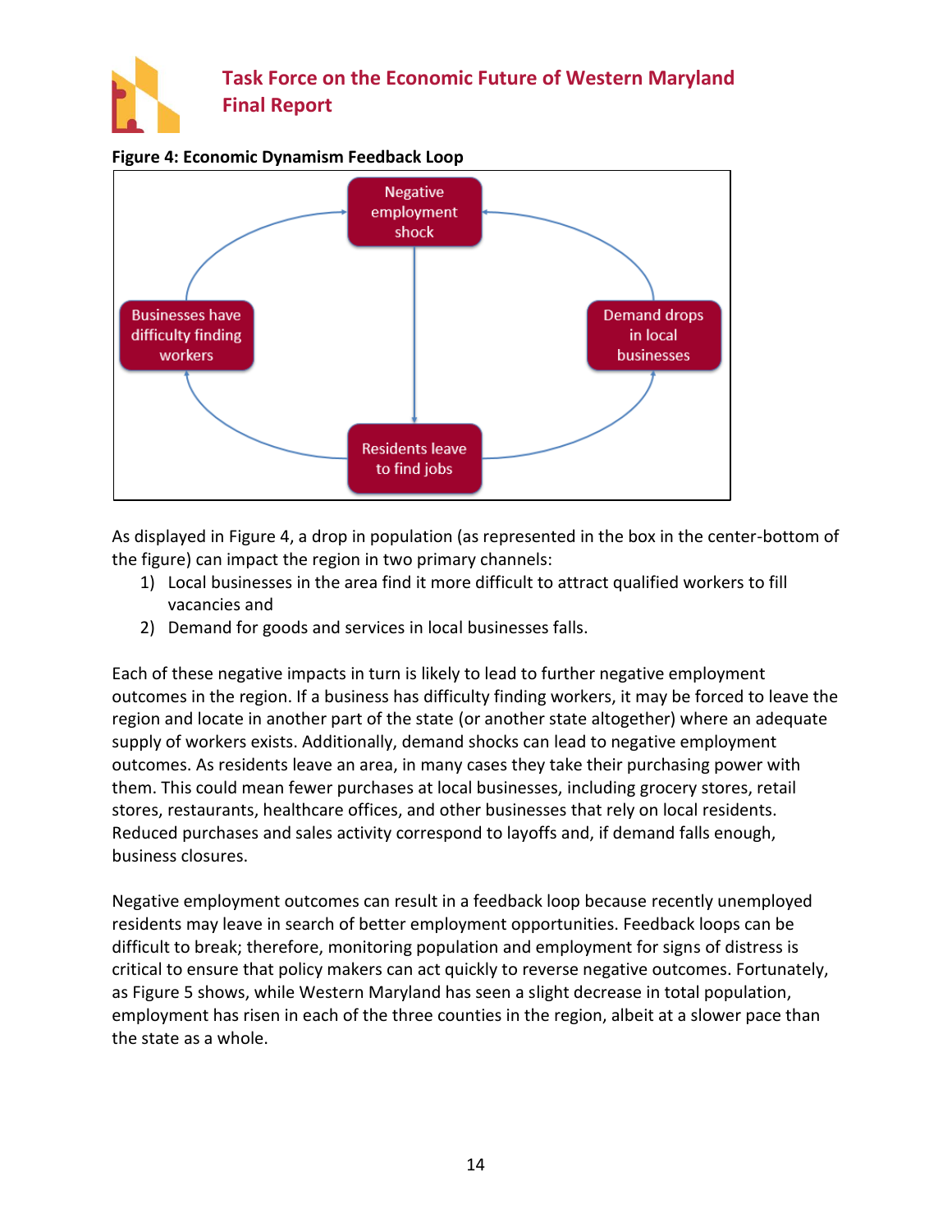**Figure 4: Economic Dynamism Feedback Loop**

As displayed in Figure 4, a drop in population (as represented in the box in the center-bottom of the figure) can impact the region in two primary channels:

1) Local businesses in the area find it more difficult to attract qualified workers to fill vacancies and
2) Demand for goods and services in local businesses falls.

Each of these negative impacts in turn is likely to lead to further negative employment outcomes in the region. If a business has difficulty finding workers, it may be forced to leave the region and locate in another part of the state (or another state altogether) where an adequate supply of workers exists. Additionally, demand shocks can lead to negative employment outcomes. As residents leave an area, in many cases they take their purchasing power with them. This could mean fewer purchases at local businesses, including grocery stores, retail stores, restaurants, healthcare offices, and other businesses that rely on local residents. Reduced purchases and sales activity correspond to layoffs and, if demand falls enough, business closures.

Negative employment outcomes can result in a feedback loop because recently unemployed residents may leave in search of better employment opportunities. Feedback loops can be difficult to break; therefore, monitoring population and employment for signs of distress is critical to ensure that policy makers can act quickly to reverse negative outcomes. Fortunately, as Figure 5 shows, while Western Maryland has seen a slight decrease in total population, employment has risen in each of the three counties in the region, albeit at a slower pace than the state as a whole.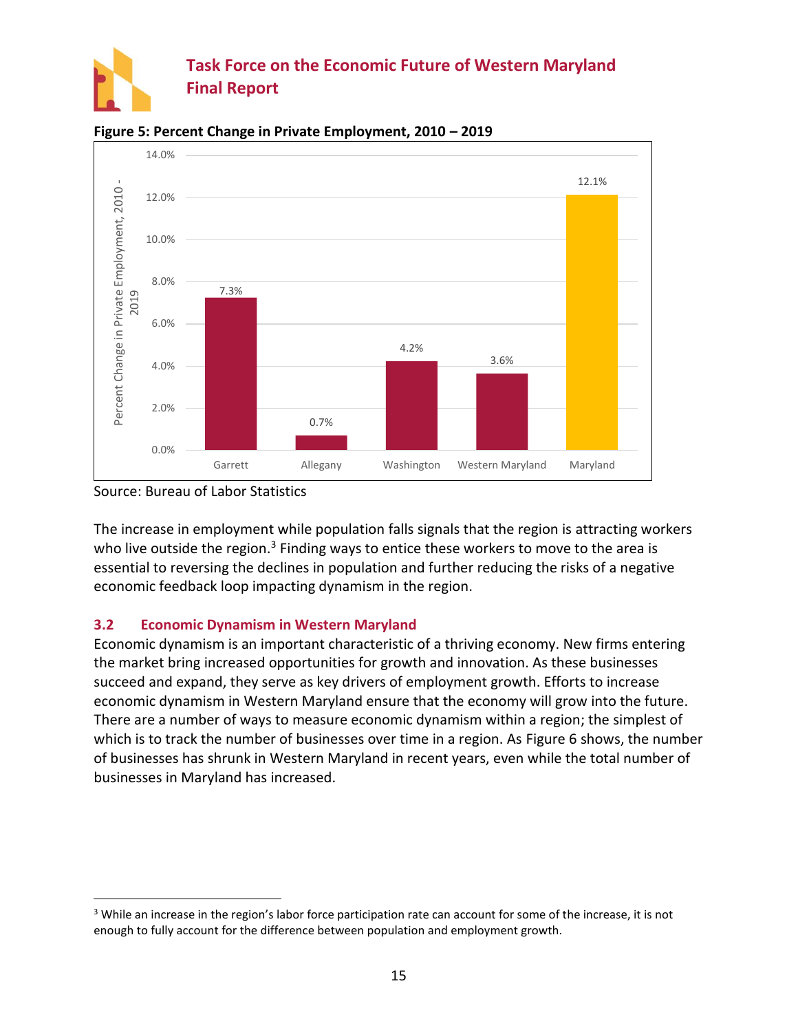**Figure 5: Percent Change in Private Employment, 2010 – 2019**

| | Percent Change in Private Employment, 2010 - 2019 |
|---|---|
| Garrett | 7.3% |
| Allegany | 0.7% |
| Washington | 4.2% |
| Western Maryland | 3.6% |
| Maryland | 12.1% |

Source: Bureau of Labor Statistics

The increase in employment while population falls signals that the region is attracting workers who live outside the region.[3] Finding ways to entice these workers to move to the area is essential to reversing the declines in population and further reducing the risks of a negative economic feedback loop impacting dynamism in the region.

## 3.2 Economic Dynamism in Western Maryland

Economic dynamism is an important characteristic of a thriving economy. New firms entering the market bring increased opportunities for growth and innovation. As these businesses succeed and expand, they serve as key drivers of employment growth. Efforts to increase economic dynamism in Western Maryland ensure that the economy will grow into the future. There are a number of ways to measure economic dynamism within a region; the simplest of which is to track the number of businesses over time in a region. As Figure 6 shows, the number of businesses has shrunk in Western Maryland in recent years, even while the total number of businesses in Maryland has increased.

---

[3] While an increase in the region's labor force participation rate can account for some of the increase, it is not enough to fully account for the difference between population and employment growth.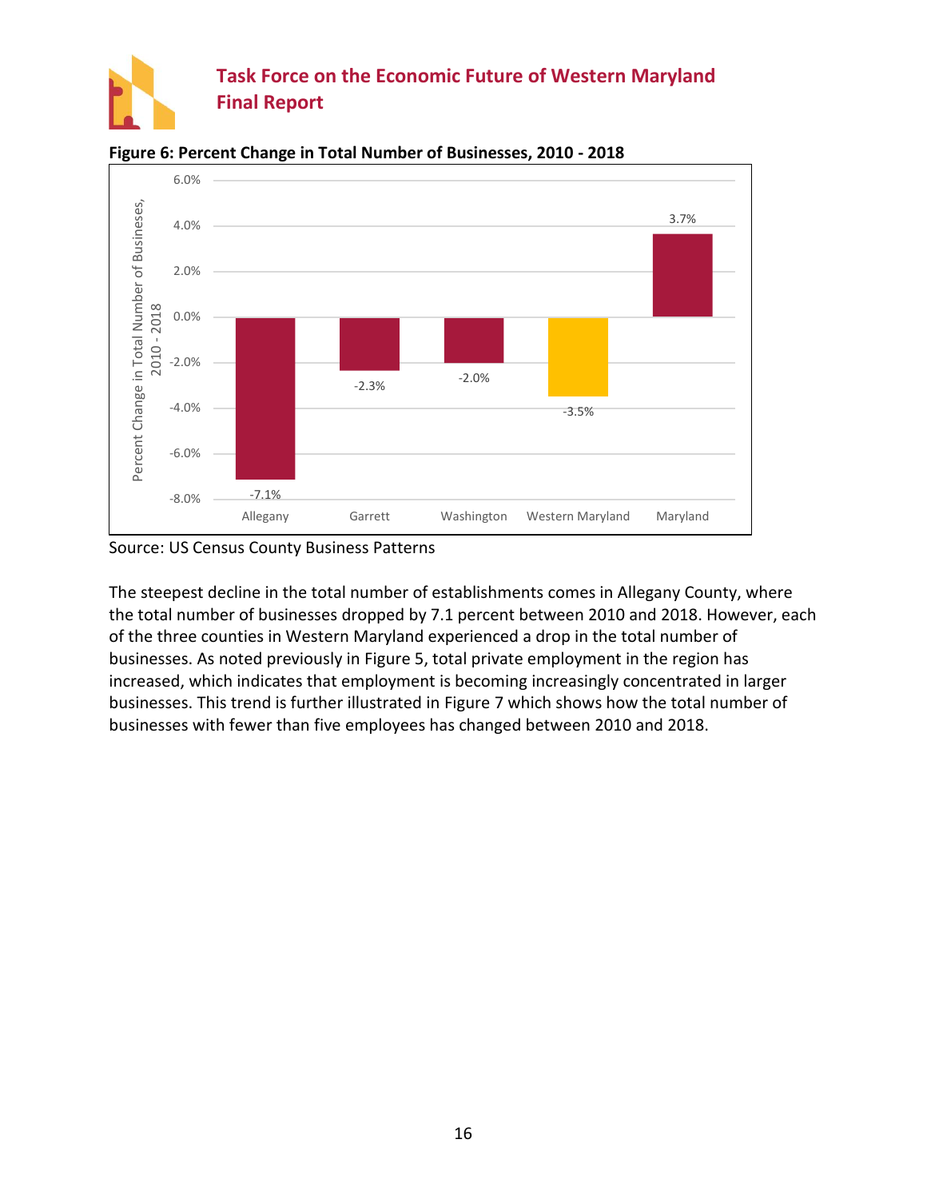**Figure 6: Percent Change in Total Number of Businesses, 2010 - 2018**

| | Percent Change in Total Number of Businesses, 2010 - 2018 |
|---|---|
| Allegany | -7.1% |
| Garrett | -2.3% |
| Washington | -2.0% |
| Western Maryland | -3.5% |
| Maryland | 3.7% |

Source: US Census County Business Patterns

The steepest decline in the total number of establishments comes in Allegany County, where the total number of businesses dropped by 7.1 percent between 2010 and 2018. However, each of the three counties in Western Maryland experienced a drop in the total number of businesses. As noted previously in Figure 5, total private employment in the region has increased, which indicates that employment is becoming increasingly concentrated in larger businesses. This trend is further illustrated in Figure 7 which shows how the total number of businesses with fewer than five employees has changed between 2010 and 2018.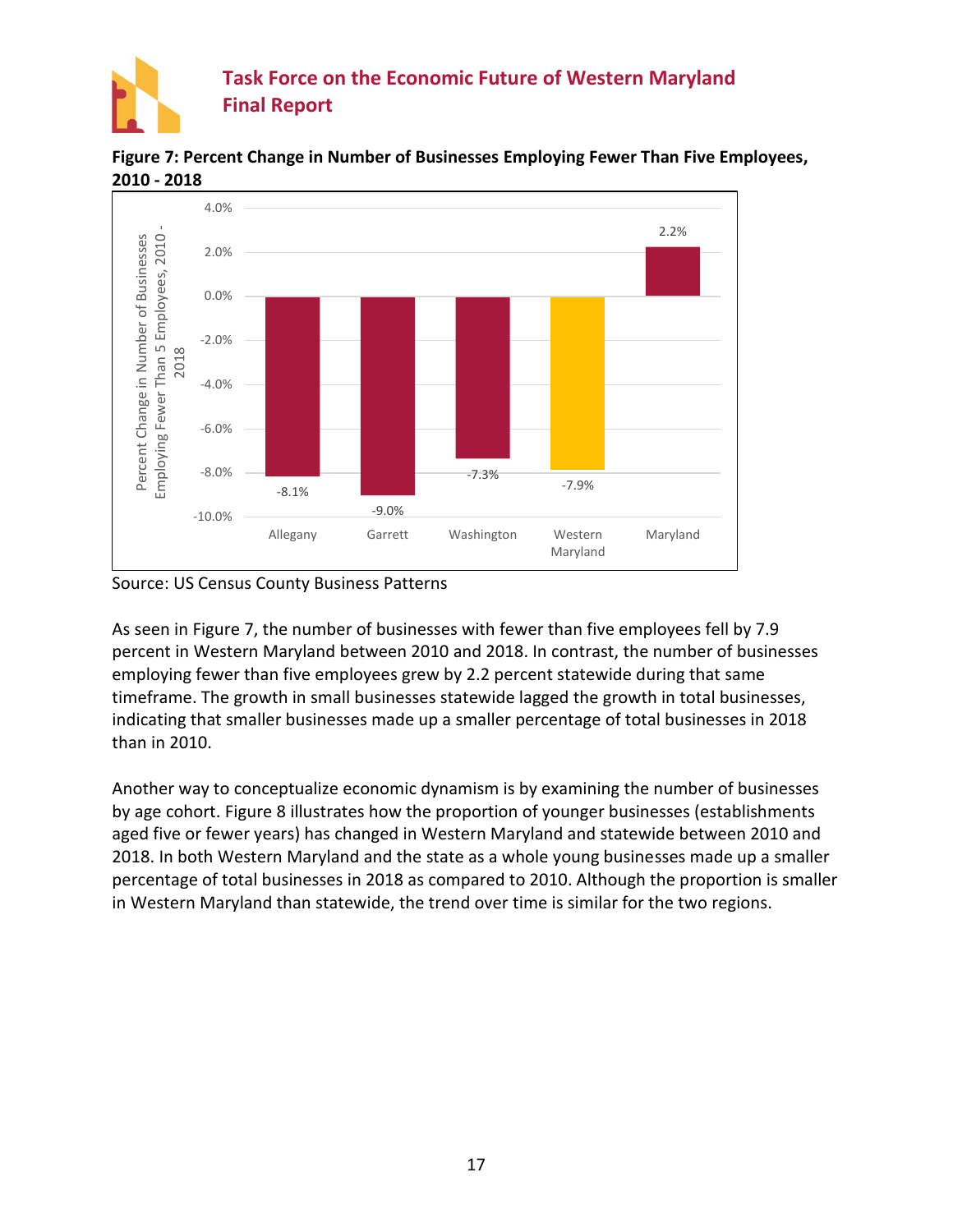**Figure 7: Percent Change in Number of Businesses Employing Fewer Than Five Employees, 2010 - 2018**

| Region | Percent Change in Number of Businesses Employing Fewer Than 5 Employees, 2010 - 2018 |
|---|---|
| Allegany | -8.1% |
| Garrett | -9.0% |
| Washington | -7.3% |
| Western Maryland | -7.9% |
| Maryland | 2.2% |

Source: US Census County Business Patterns

As seen in Figure 7, the number of businesses with fewer than five employees fell by 7.9 percent in Western Maryland between 2010 and 2018. In contrast, the number of businesses employing fewer than five employees grew by 2.2 percent statewide during that same timeframe. The growth in small businesses statewide lagged the growth in total businesses, indicating that smaller businesses made up a smaller percentage of total businesses in 2018 than in 2010.

Another way to conceptualize economic dynamism is by examining the number of businesses by age cohort. Figure 8 illustrates how the proportion of younger businesses (establishments aged five or fewer years) has changed in Western Maryland and statewide between 2010 and 2018. In both Western Maryland and the state as a whole young businesses made up a smaller percentage of total businesses in 2018 as compared to 2010. Although the proportion is smaller in Western Maryland than statewide, the trend over time is similar for the two regions.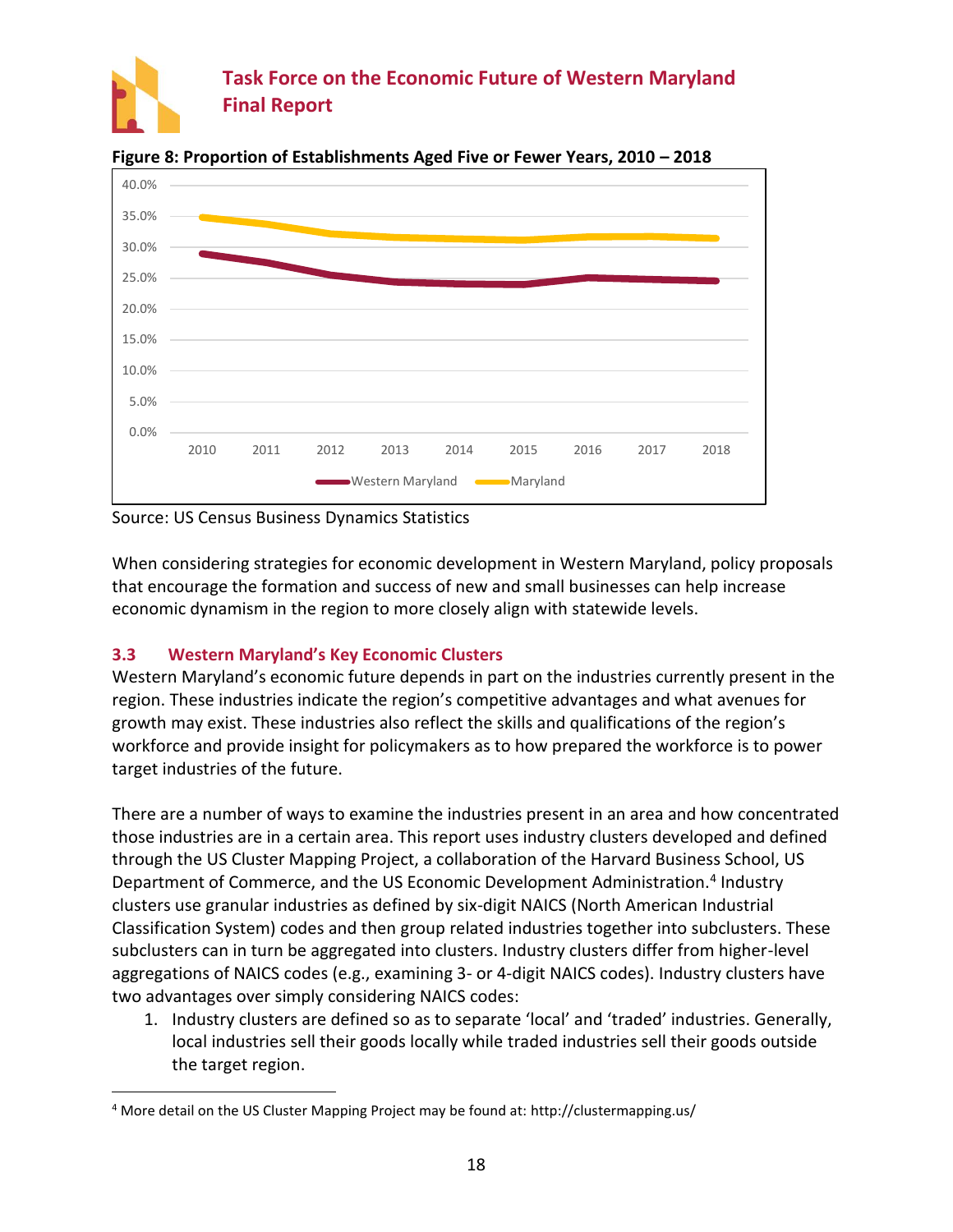**Figure 8: Proportion of Establishments Aged Five or Fewer Years, 2010 – 2018**

Source: US Census Business Dynamics Statistics

When considering strategies for economic development in Western Maryland, policy proposals that encourage the formation and success of new and small businesses can help increase economic dynamism in the region to more closely align with statewide levels.

### 3.3 Western Maryland's Key Economic Clusters

Western Maryland's economic future depends in part on the industries currently present in the region. These industries indicate the region's competitive advantages and what avenues for growth may exist. These industries also reflect the skills and qualifications of the region's workforce and provide insight for policymakers as to how prepared the workforce is to power target industries of the future.

There are a number of ways to examine the industries present in an area and how concentrated those industries are in a certain area. This report uses industry clusters developed and defined through the US Cluster Mapping Project, a collaboration of the Harvard Business School, US Department of Commerce, and the US Economic Development Administration.[4] Industry clusters use granular industries as defined by six-digit NAICS (North American Industrial Classification System) codes and then group related industries together into subclusters. These subclusters can in turn be aggregated into clusters. Industry clusters differ from higher-level aggregations of NAICS codes (e.g., examining 3- or 4-digit NAICS codes). Industry clusters have two advantages over simply considering NAICS codes:

1. Industry clusters are defined so as to separate 'local' and 'traded' industries. Generally, local industries sell their goods locally while traded industries sell their goods outside the target region.

[4] More detail on the US Cluster Mapping Project may be found at: http://clustermapping.us/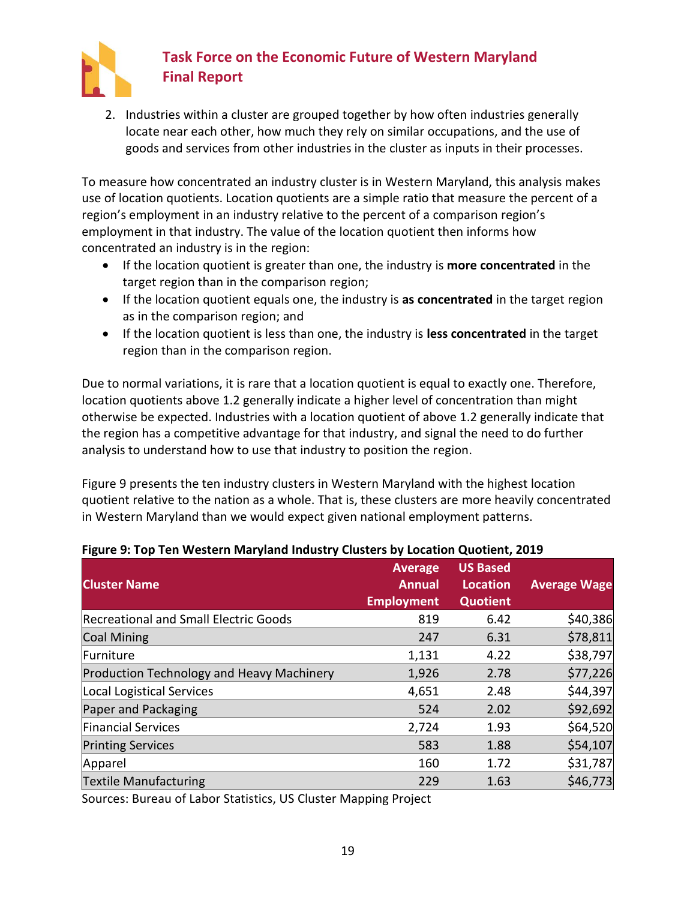2. Industries within a cluster are grouped together by how often industries generally locate near each other, how much they rely on similar occupations, and the use of goods and services from other industries in the cluster as inputs in their processes.

To measure how concentrated an industry cluster is in Western Maryland, this analysis makes use of location quotients. Location quotients are a simple ratio that measure the percent of a region's employment in an industry relative to the percent of a comparison region's employment in that industry. The value of the location quotient then informs how concentrated an industry is in the region:

- If the location quotient is greater than one, the industry is **more concentrated** in the target region than in the comparison region;
- If the location quotient equals one, the industry is **as concentrated** in the target region as in the comparison region; and
- If the location quotient is less than one, the industry is **less concentrated** in the target region than in the comparison region.

Due to normal variations, it is rare that a location quotient is equal to exactly one. Therefore, location quotients above 1.2 generally indicate a higher level of concentration than might otherwise be expected. Industries with a location quotient of above 1.2 generally indicate that the region has a competitive advantage for that industry, and signal the need to do further analysis to understand how to use that industry to position the region.

Figure 9 presents the ten industry clusters in Western Maryland with the highest location quotient relative to the nation as a whole. That is, these clusters are more heavily concentrated in Western Maryland than we would expect given national employment patterns.

**Figure 9: Top Ten Western Maryland Industry Clusters by Location Quotient, 2019**

| Cluster Name | Average Annual Employment | US Based Location Quotient | Average Wage |
|---|---|---|---|
| Recreational and Small Electric Goods | 819 | 6.42 | $40,386 |
| Coal Mining | 247 | 6.31 | $78,811 |
| Furniture | 1,131 | 4.22 | $38,797 |
| Production Technology and Heavy Machinery | 1,926 | 2.78 | $77,226 |
| Local Logistical Services | 4,651 | 2.48 | $44,397 |
| Paper and Packaging | 524 | 2.02 | $92,692 |
| Financial Services | 2,724 | 1.93 | $64,520 |
| Printing Services | 583 | 1.88 | $54,107 |
| Apparel | 160 | 1.72 | $31,787 |
| Textile Manufacturing | 229 | 1.63 | $46,773 |

Sources: Bureau of Labor Statistics, US Cluster Mapping Project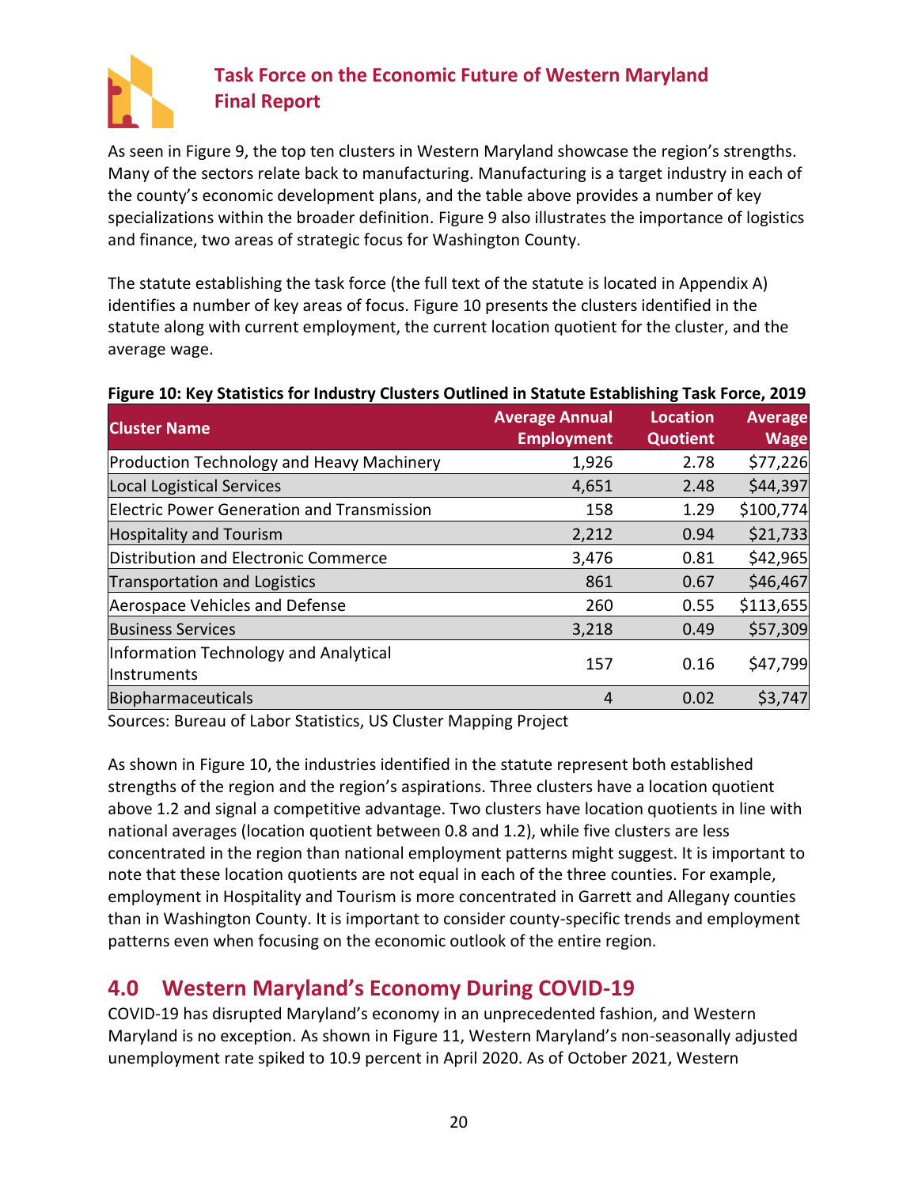As seen in Figure 9, the top ten clusters in Western Maryland showcase the region's strengths. Many of the sectors relate back to manufacturing. Manufacturing is a target industry in each of the county's economic development plans, and the table above provides a number of key specializations within the broader definition. Figure 9 also illustrates the importance of logistics and finance, two areas of strategic focus for Washington County.

The statute establishing the task force (the full text of the statute is located in Appendix A) identifies a number of key areas of focus. Figure 10 presents the clusters identified in the statute along with current employment, the current location quotient for the cluster, and the average wage.

**Figure 10: Key Statistics for Industry Clusters Outlined in Statute Establishing Task Force, 2019**

| Cluster Name | Average Annual Employment | Location Quotient | Average Wage |
|---|---|---|---|
| Production Technology and Heavy Machinery | 1,926 | 2.78 | $77,226 |
| Local Logistical Services | 4,651 | 2.48 | $44,397 |
| Electric Power Generation and Transmission | 158 | 1.29 | $100,774 |
| Hospitality and Tourism | 2,212 | 0.94 | $21,733 |
| Distribution and Electronic Commerce | 3,476 | 0.81 | $42,965 |
| Transportation and Logistics | 861 | 0.67 | $46,467 |
| Aerospace Vehicles and Defense | 260 | 0.55 | $113,655 |
| Business Services | 3,218 | 0.49 | $57,309 |
| Information Technology and Analytical Instruments | 157 | 0.16 | $47,799 |
| Biopharmaceuticals | 4 | 0.02 | $3,747 |

Sources: Bureau of Labor Statistics, US Cluster Mapping Project

As shown in Figure 10, the industries identified in the statute represent both established strengths of the region and the region's aspirations. Three clusters have a location quotient above 1.2 and signal a competitive advantage. Two clusters have location quotients in line with national averages (location quotient between 0.8 and 1.2), while five clusters are less concentrated in the region than national employment patterns might suggest. It is important to note that these location quotients are not equal in each of the three counties. For example, employment in Hospitality and Tourism is more concentrated in Garrett and Allegany counties than in Washington County. It is important to consider county-specific trends and employment patterns even when focusing on the economic outlook of the entire region.

## 4.0 Western Maryland's Economy During COVID-19

COVID-19 has disrupted Maryland's economy in an unprecedented fashion, and Western Maryland is no exception. As shown in Figure 11, Western Maryland's non-seasonally adjusted unemployment rate spiked to 10.9 percent in April 2020. As of October 2021, Western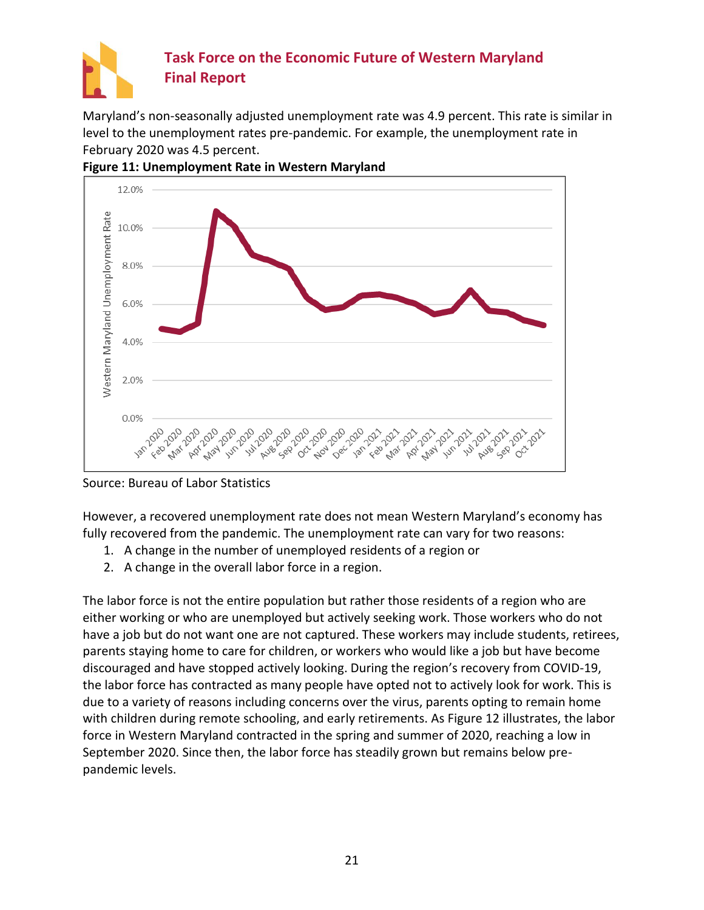Maryland's non-seasonally adjusted unemployment rate was 4.9 percent. This rate is similar in level to the unemployment rates pre-pandemic. For example, the unemployment rate in February 2020 was 4.5 percent.

**Figure 11: Unemployment Rate in Western Maryland**

Source: Bureau of Labor Statistics

However, a recovered unemployment rate does not mean Western Maryland's economy has fully recovered from the pandemic. The unemployment rate can vary for two reasons:

1. A change in the number of unemployed residents of a region or
2. A change in the overall labor force in a region.

The labor force is not the entire population but rather those residents of a region who are either working or who are unemployed but actively seeking work. Those workers who do not have a job but do not want one are not captured. These workers may include students, retirees, parents staying home to care for children, or workers who would like a job but have become discouraged and have stopped actively looking. During the region's recovery from COVID-19, the labor force has contracted as many people have opted not to actively look for work. This is due to a variety of reasons including concerns over the virus, parents opting to remain home with children during remote schooling, and early retirements. As Figure 12 illustrates, the labor force in Western Maryland contracted in the spring and summer of 2020, reaching a low in September 2020. Since then, the labor force has steadily grown but remains below pre-pandemic levels.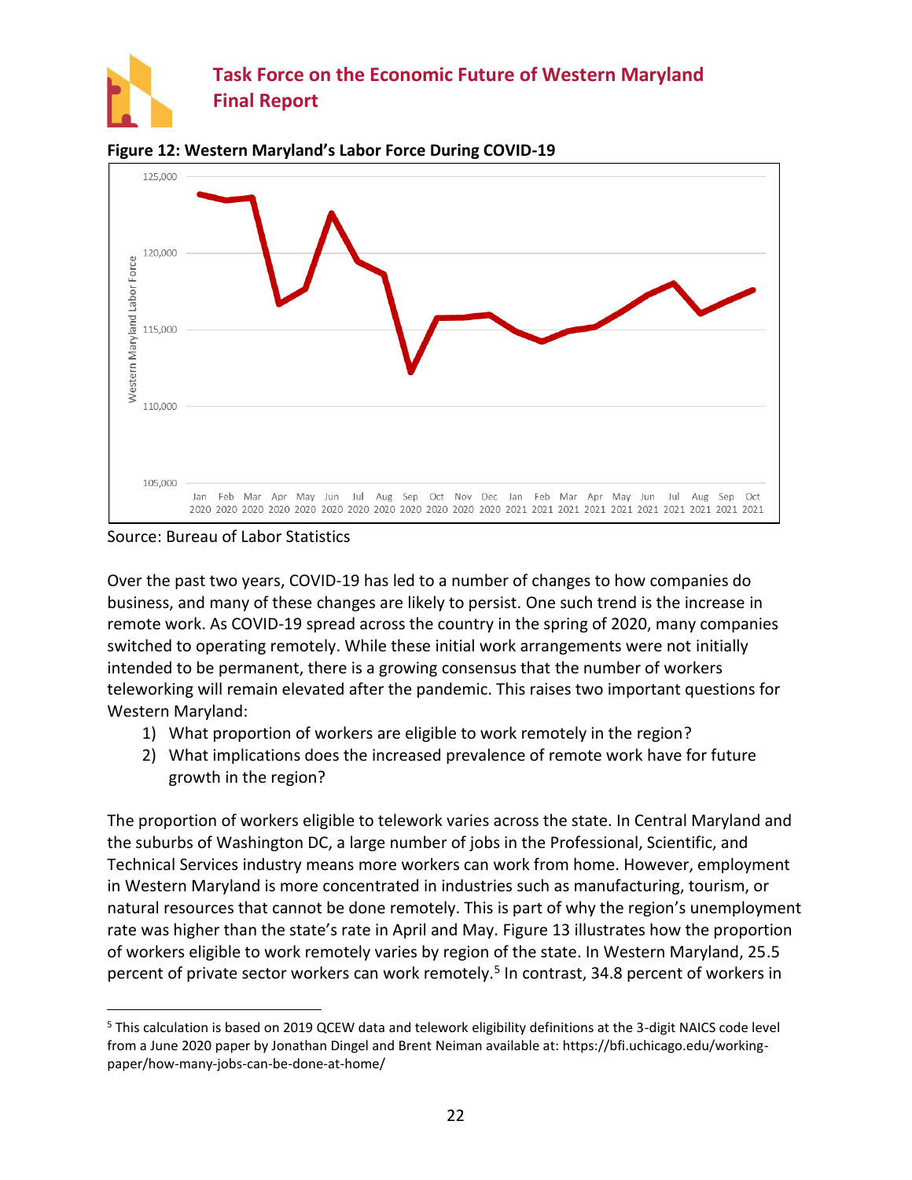**Figure 12: Western Maryland's Labor Force During COVID-19**

Source: Bureau of Labor Statistics

Over the past two years, COVID-19 has led to a number of changes to how companies do business, and many of these changes are likely to persist. One such trend is the increase in remote work. As COVID-19 spread across the country in the spring of 2020, many companies switched to operating remotely. While these initial work arrangements were not initially intended to be permanent, there is a growing consensus that the number of workers teleworking will remain elevated after the pandemic. This raises two important questions for Western Maryland:

1) What proportion of workers are eligible to work remotely in the region?
2) What implications does the increased prevalence of remote work have for future growth in the region?

The proportion of workers eligible to telework varies across the state. In Central Maryland and the suburbs of Washington DC, a large number of jobs in the Professional, Scientific, and Technical Services industry means more workers can work from home. However, employment in Western Maryland is more concentrated in industries such as manufacturing, tourism, or natural resources that cannot be done remotely. This is part of why the region's unemployment rate was higher than the state's rate in April and May. Figure 13 illustrates how the proportion of workers eligible to work remotely varies by region of the state. In Western Maryland, 25.5 percent of private sector workers can work remotely.[5] In contrast, 34.8 percent of workers in

[5] This calculation is based on 2019 QCEW data and telework eligibility definitions at the 3-digit NAICS code level from a June 2020 paper by Jonathan Dingel and Brent Neiman available at: https://bfi.uchicago.edu/working-paper/how-many-jobs-can-be-done-at-home/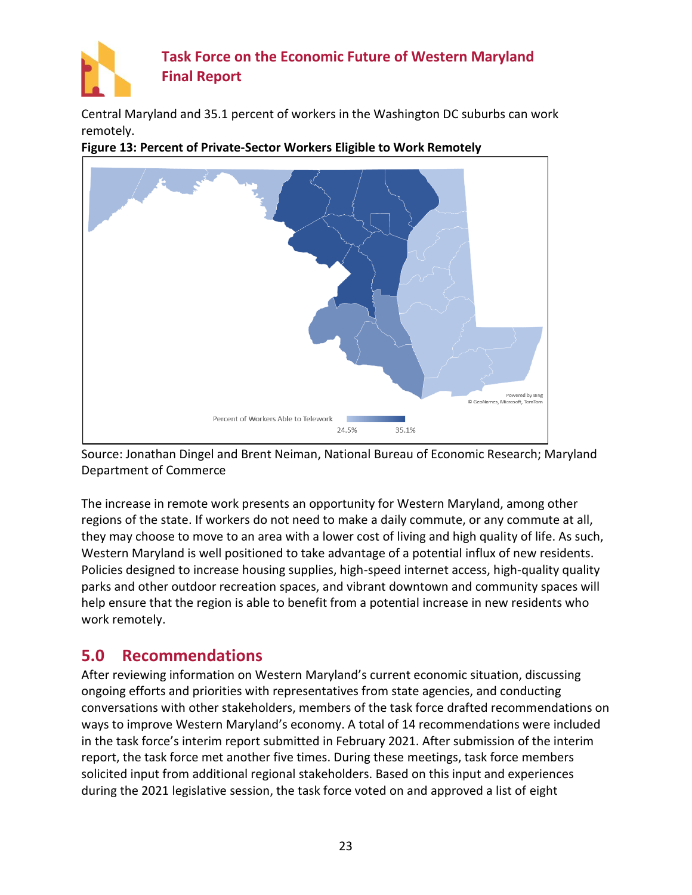Central Maryland and 35.1 percent of workers in the Washington DC suburbs can work remotely.

**Figure 13: Percent of Private-Sector Workers Eligible to Work Remotely**

Percent of Workers Able to Telework

24.5% 35.1%

Powered by Bing
© GeoNames, Microsoft, TomTom

Source: Jonathan Dingel and Brent Neiman, National Bureau of Economic Research; Maryland Department of Commerce

The increase in remote work presents an opportunity for Western Maryland, among other regions of the state. If workers do not need to make a daily commute, or any commute at all, they may choose to move to an area with a lower cost of living and high quality of life. As such, Western Maryland is well positioned to take advantage of a potential influx of new residents. Policies designed to increase housing supplies, high-speed internet access, high-quality quality parks and other outdoor recreation spaces, and vibrant downtown and community spaces will help ensure that the region is able to benefit from a potential increase in new residents who work remotely.

## 5.0 Recommendations

After reviewing information on Western Maryland's current economic situation, discussing ongoing efforts and priorities with representatives from state agencies, and conducting conversations with other stakeholders, members of the task force drafted recommendations on ways to improve Western Maryland's economy. A total of 14 recommendations were included in the task force's interim report submitted in February 2021. After submission of the interim report, the task force met another five times. During these meetings, task force members solicited input from additional regional stakeholders. Based on this input and experiences during the 2021 legislative session, the task force voted on and approved a list of eight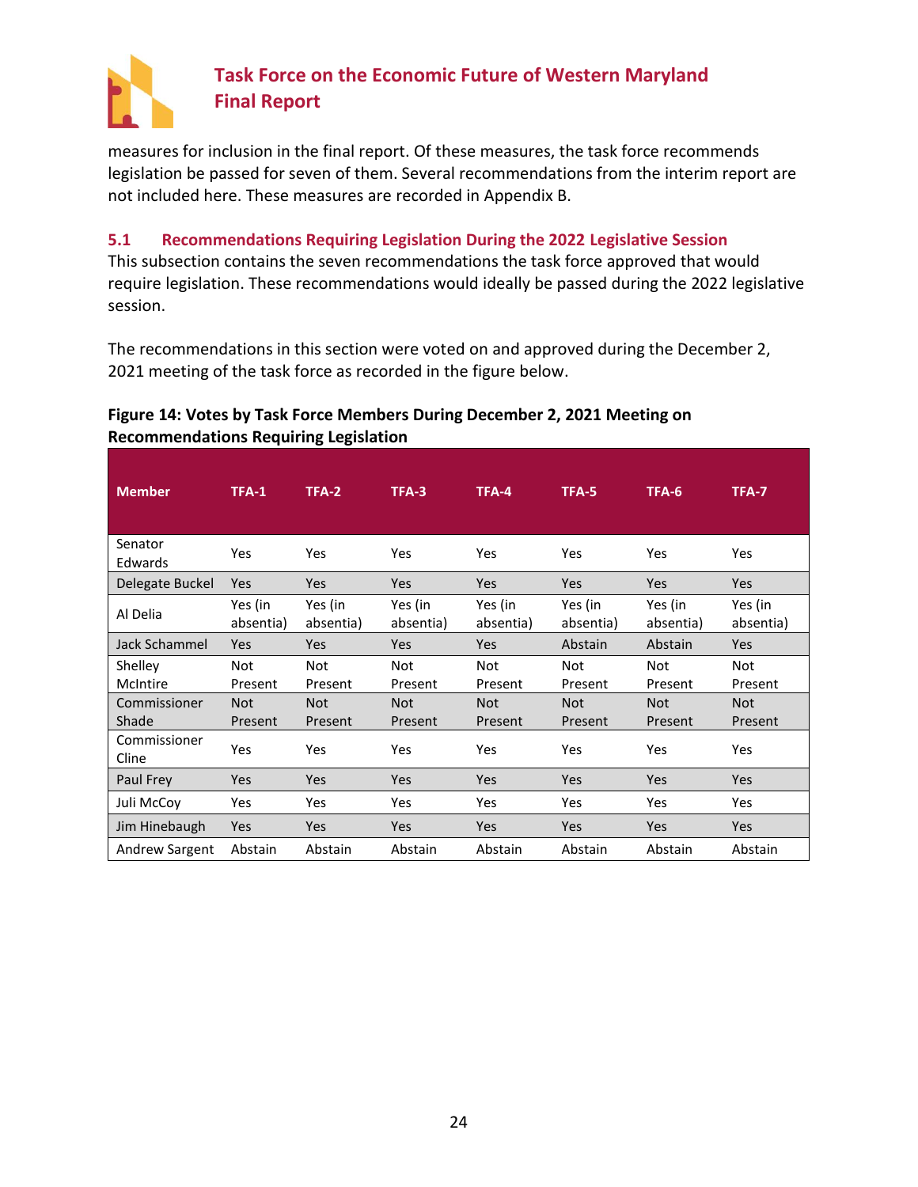measures for inclusion in the final report. Of these measures, the task force recommends legislation be passed for seven of them. Several recommendations from the interim report are not included here. These measures are recorded in Appendix B.

### 5.1 Recommendations Requiring Legislation During the 2022 Legislative Session

This subsection contains the seven recommendations the task force approved that would require legislation. These recommendations would ideally be passed during the 2022 legislative session.

The recommendations in this section were voted on and approved during the December 2, 2021 meeting of the task force as recorded in the figure below.

**Figure 14: Votes by Task Force Members During December 2, 2021 Meeting on Recommendations Requiring Legislation**

| Member | TFA-1 | TFA-2 | TFA-3 | TFA-4 | TFA-5 | TFA-6 | TFA-7 |
|---|---|---|---|---|---|---|---|
| Senator Edwards | Yes | Yes | Yes | Yes | Yes | Yes | Yes |
| Delegate Buckel | Yes | Yes | Yes | Yes | Yes | Yes | Yes |
| Al Delia | Yes (in absentia) | Yes (in absentia) | Yes (in absentia) | Yes (in absentia) | Yes (in absentia) | Yes (in absentia) | Yes (in absentia) |
| Jack Schammel | Yes | Yes | Yes | Yes | Abstain | Abstain | Yes |
| Shelley McIntire | Not Present | Not Present | Not Present | Not Present | Not Present | Not Present | Not Present |
| Commissioner Shade | Not Present | Not Present | Not Present | Not Present | Not Present | Not Present | Not Present |
| Commissioner Cline | Yes | Yes | Yes | Yes | Yes | Yes | Yes |
| Paul Frey | Yes | Yes | Yes | Yes | Yes | Yes | Yes |
| Juli McCoy | Yes | Yes | Yes | Yes | Yes | Yes | Yes |
| Jim Hinebaugh | Yes | Yes | Yes | Yes | Yes | Yes | Yes |
| Andrew Sargent | Abstain | Abstain | Abstain | Abstain | Abstain | Abstain | Abstain |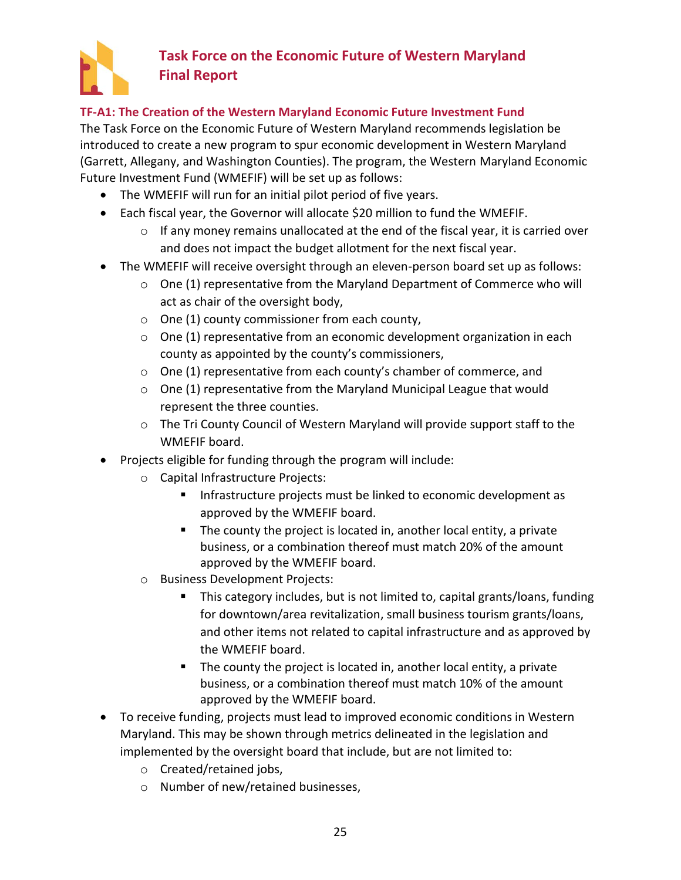### TF-A1: The Creation of the Western Maryland Economic Future Investment Fund

The Task Force on the Economic Future of Western Maryland recommends legislation be introduced to create a new program to spur economic development in Western Maryland (Garrett, Allegany, and Washington Counties). The program, the Western Maryland Economic Future Investment Fund (WMEFIF) will be set up as follows:

- The WMEFIF will run for an initial pilot period of five years.
- Each fiscal year, the Governor will allocate $20 million to fund the WMEFIF.
  - If any money remains unallocated at the end of the fiscal year, it is carried over and does not impact the budget allotment for the next fiscal year.
- The WMEFIF will receive oversight through an eleven-person board set up as follows:
  - One (1) representative from the Maryland Department of Commerce who will act as chair of the oversight body,
  - One (1) county commissioner from each county,
  - One (1) representative from an economic development organization in each county as appointed by the county's commissioners,
  - One (1) representative from each county's chamber of commerce, and
  - One (1) representative from the Maryland Municipal League that would represent the three counties.
  - The Tri County Council of Western Maryland will provide support staff to the WMEFIF board.
- Projects eligible for funding through the program will include:
  - Capital Infrastructure Projects:
    - Infrastructure projects must be linked to economic development as approved by the WMEFIF board.
    - The county the project is located in, another local entity, a private business, or a combination thereof must match 20% of the amount approved by the WMEFIF board.
  - Business Development Projects:
    - This category includes, but is not limited to, capital grants/loans, funding for downtown/area revitalization, small business tourism grants/loans, and other items not related to capital infrastructure and as approved by the WMEFIF board.
    - The county the project is located in, another local entity, a private business, or a combination thereof must match 10% of the amount approved by the WMEFIF board.
- To receive funding, projects must lead to improved economic conditions in Western Maryland. This may be shown through metrics delineated in the legislation and implemented by the oversight board that include, but are not limited to:
  - Created/retained jobs,
  - Number of new/retained businesses,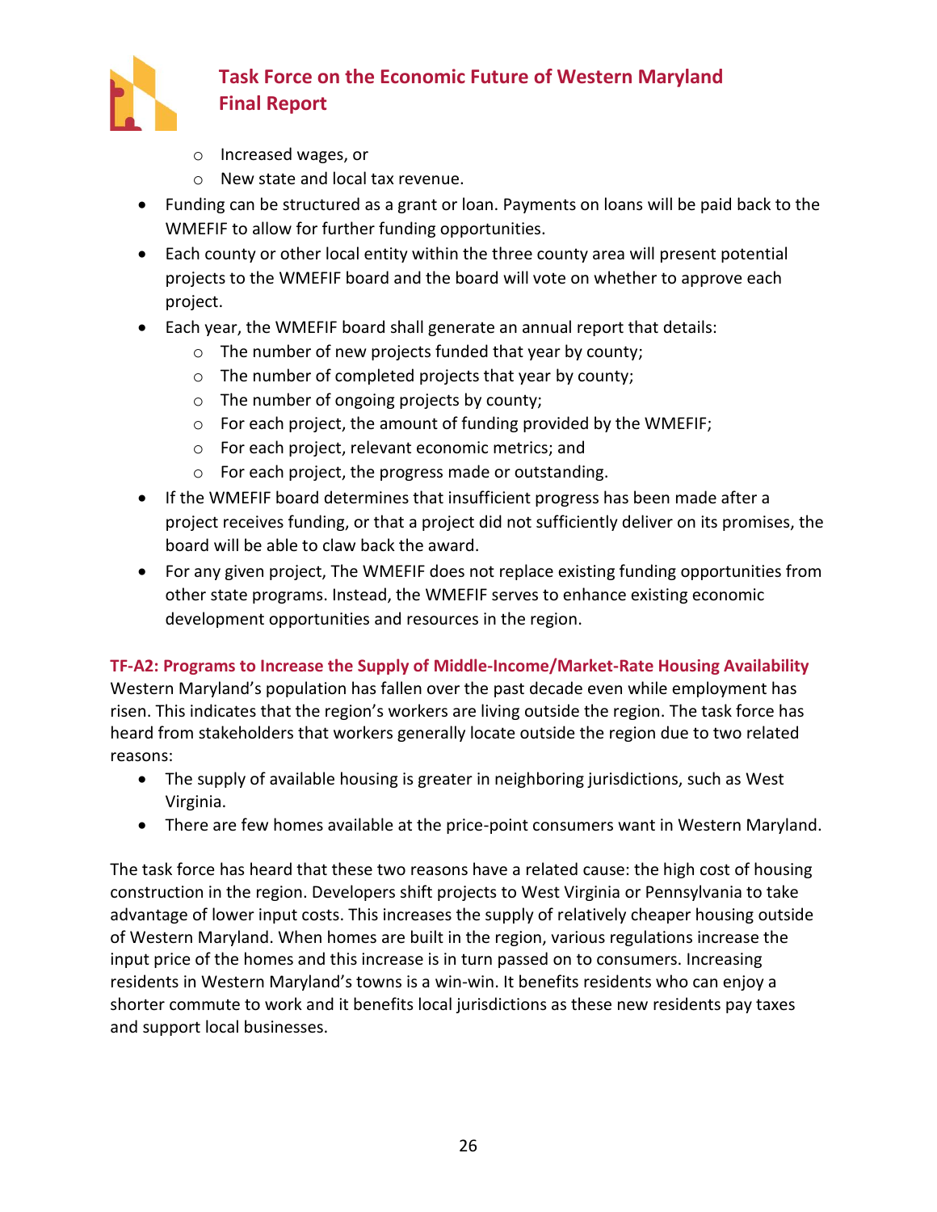- Increased wages, or
   - New state and local tax revenue.
- Funding can be structured as a grant or loan. Payments on loans will be paid back to the WMEFIF to allow for further funding opportunities.
- Each county or other local entity within the three county area will present potential projects to the WMEFIF board and the board will vote on whether to approve each project.
- Each year, the WMEFIF board shall generate an annual report that details:
   - The number of new projects funded that year by county;
   - The number of completed projects that year by county;
   - The number of ongoing projects by county;
   - For each project, the amount of funding provided by the WMEFIF;
   - For each project, relevant economic metrics; and
   - For each project, the progress made or outstanding.
- If the WMEFIF board determines that insufficient progress has been made after a project receives funding, or that a project did not sufficiently deliver on its promises, the board will be able to claw back the award.
- For any given project, The WMEFIF does not replace existing funding opportunities from other state programs. Instead, the WMEFIF serves to enhance existing economic development opportunities and resources in the region.

### TF-A2: Programs to Increase the Supply of Middle-Income/Market-Rate Housing Availability

Western Maryland's population has fallen over the past decade even while employment has risen. This indicates that the region's workers are living outside the region. The task force has heard from stakeholders that workers generally locate outside the region due to two related reasons:

- The supply of available housing is greater in neighboring jurisdictions, such as West Virginia.
- There are few homes available at the price-point consumers want in Western Maryland.

The task force has heard that these two reasons have a related cause: the high cost of housing construction in the region. Developers shift projects to West Virginia or Pennsylvania to take advantage of lower input costs. This increases the supply of relatively cheaper housing outside of Western Maryland. When homes are built in the region, various regulations increase the input price of the homes and this increase is in turn passed on to consumers. Increasing residents in Western Maryland's towns is a win-win. It benefits residents who can enjoy a shorter commute to work and it benefits local jurisdictions as these new residents pay taxes and support local businesses.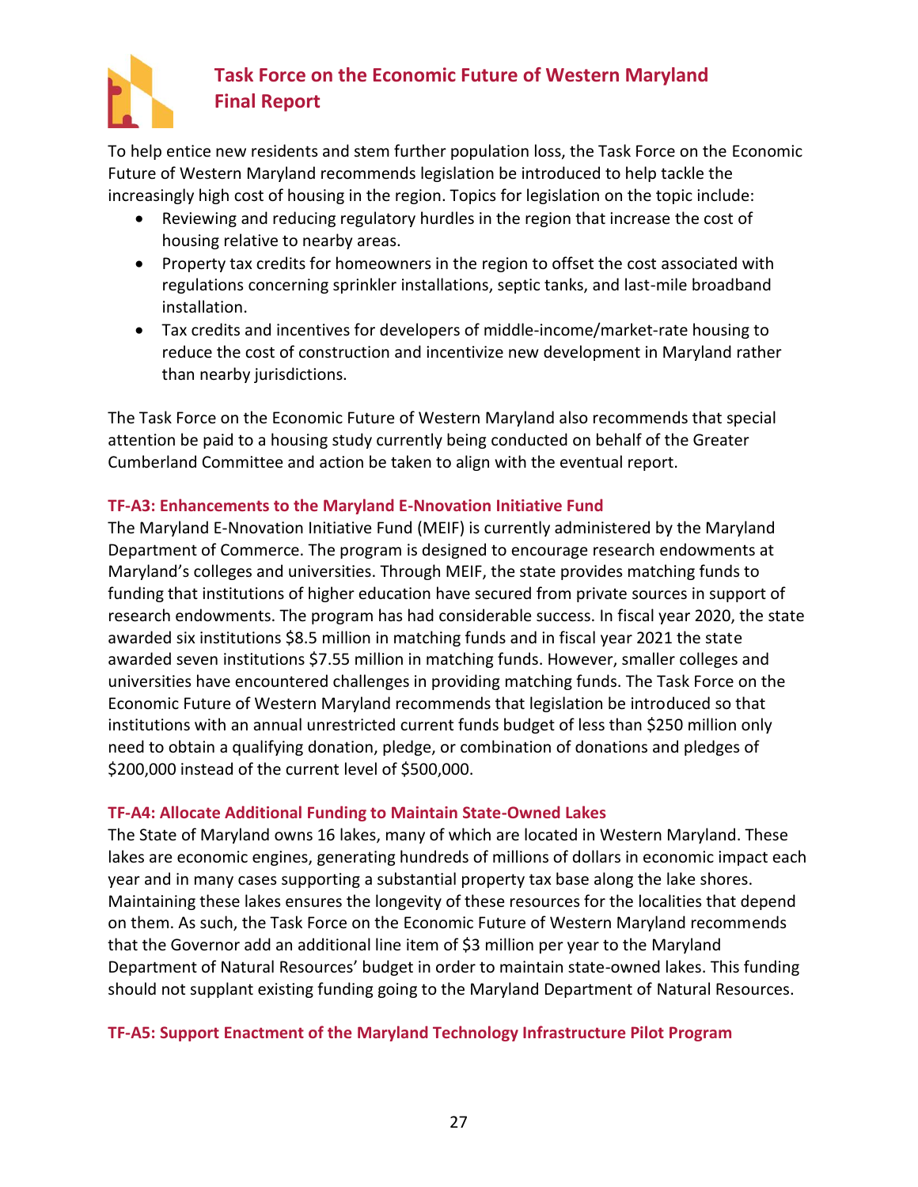To help entice new residents and stem further population loss, the Task Force on the Economic Future of Western Maryland recommends legislation be introduced to help tackle the increasingly high cost of housing in the region. Topics for legislation on the topic include:

- Reviewing and reducing regulatory hurdles in the region that increase the cost of housing relative to nearby areas.
- Property tax credits for homeowners in the region to offset the cost associated with regulations concerning sprinkler installations, septic tanks, and last-mile broadband installation.
- Tax credits and incentives for developers of middle-income/market-rate housing to reduce the cost of construction and incentivize new development in Maryland rather than nearby jurisdictions.

The Task Force on the Economic Future of Western Maryland also recommends that special attention be paid to a housing study currently being conducted on behalf of the Greater Cumberland Committee and action be taken to align with the eventual report.

### TF-A3: Enhancements to the Maryland E-Nnovation Initiative Fund

The Maryland E-Nnovation Initiative Fund (MEIF) is currently administered by the Maryland Department of Commerce. The program is designed to encourage research endowments at Maryland's colleges and universities. Through MEIF, the state provides matching funds to funding that institutions of higher education have secured from private sources in support of research endowments. The program has had considerable success. In fiscal year 2020, the state awarded six institutions $8.5 million in matching funds and in fiscal year 2021 the state awarded seven institutions $7.55 million in matching funds. However, smaller colleges and universities have encountered challenges in providing matching funds. The Task Force on the Economic Future of Western Maryland recommends that legislation be introduced so that institutions with an annual unrestricted current funds budget of less than $250 million only need to obtain a qualifying donation, pledge, or combination of donations and pledges of $200,000 instead of the current level of $500,000.

### TF-A4: Allocate Additional Funding to Maintain State-Owned Lakes

The State of Maryland owns 16 lakes, many of which are located in Western Maryland. These lakes are economic engines, generating hundreds of millions of dollars in economic impact each year and in many cases supporting a substantial property tax base along the lake shores. Maintaining these lakes ensures the longevity of these resources for the localities that depend on them. As such, the Task Force on the Economic Future of Western Maryland recommends that the Governor add an additional line item of $3 million per year to the Maryland Department of Natural Resources' budget in order to maintain state-owned lakes. This funding should not supplant existing funding going to the Maryland Department of Natural Resources.

### TF-A5: Support Enactment of the Maryland Technology Infrastructure Pilot Program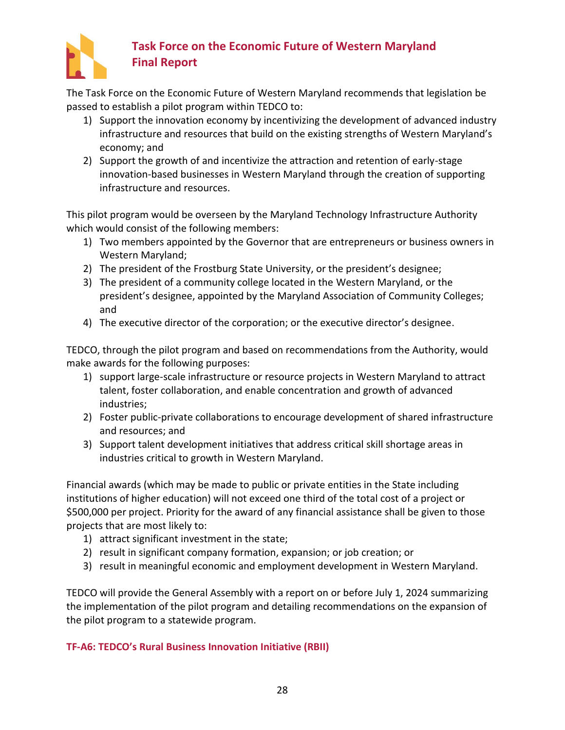The Task Force on the Economic Future of Western Maryland recommends that legislation be passed to establish a pilot program within TEDCO to:

1) Support the innovation economy by incentivizing the development of advanced industry infrastructure and resources that build on the existing strengths of Western Maryland's economy; and
2) Support the growth of and incentivize the attraction and retention of early-stage innovation-based businesses in Western Maryland through the creation of supporting infrastructure and resources.

This pilot program would be overseen by the Maryland Technology Infrastructure Authority which would consist of the following members:

1) Two members appointed by the Governor that are entrepreneurs or business owners in Western Maryland;
2) The president of the Frostburg State University, or the president's designee;
3) The president of a community college located in the Western Maryland, or the president's designee, appointed by the Maryland Association of Community Colleges; and
4) The executive director of the corporation; or the executive director's designee.

TEDCO, through the pilot program and based on recommendations from the Authority, would make awards for the following purposes:

1) support large-scale infrastructure or resource projects in Western Maryland to attract talent, foster collaboration, and enable concentration and growth of advanced industries;
2) Foster public-private collaborations to encourage development of shared infrastructure and resources; and
3) Support talent development initiatives that address critical skill shortage areas in industries critical to growth in Western Maryland.

Financial awards (which may be made to public or private entities in the State including institutions of higher education) will not exceed one third of the total cost of a project or $500,000 per project. Priority for the award of any financial assistance shall be given to those projects that are most likely to:

1) attract significant investment in the state;
2) result in significant company formation, expansion; or job creation; or
3) result in meaningful economic and employment development in Western Maryland.

TEDCO will provide the General Assembly with a report on or before July 1, 2024 summarizing the implementation of the pilot program and detailing recommendations on the expansion of the pilot program to a statewide program.

### TF-A6: TEDCO's Rural Business Innovation Initiative (RBII)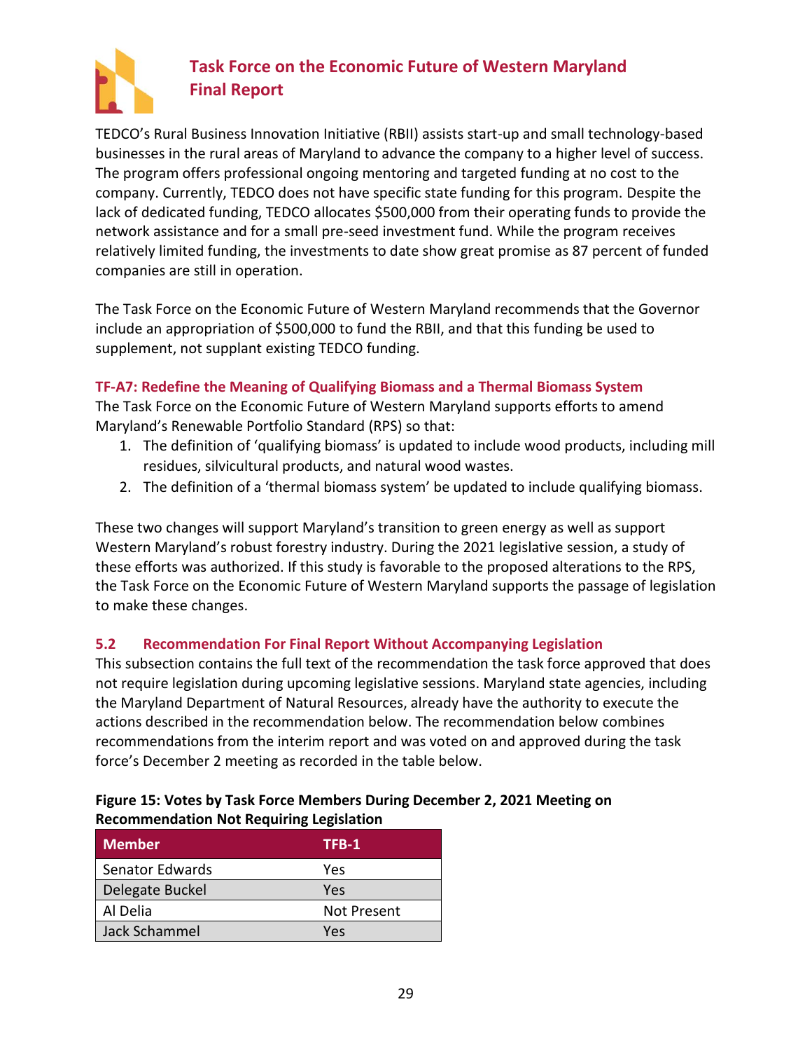TEDCO's Rural Business Innovation Initiative (RBII) assists start-up and small technology-based businesses in the rural areas of Maryland to advance the company to a higher level of success. The program offers professional ongoing mentoring and targeted funding at no cost to the company. Currently, TEDCO does not have specific state funding for this program. Despite the lack of dedicated funding, TEDCO allocates $500,000 from their operating funds to provide the network assistance and for a small pre-seed investment fund. While the program receives relatively limited funding, the investments to date show great promise as 87 percent of funded companies are still in operation.

The Task Force on the Economic Future of Western Maryland recommends that the Governor include an appropriation of $500,000 to fund the RBII, and that this funding be used to supplement, not supplant existing TEDCO funding.

### TF-A7: Redefine the Meaning of Qualifying Biomass and a Thermal Biomass System

The Task Force on the Economic Future of Western Maryland supports efforts to amend Maryland's Renewable Portfolio Standard (RPS) so that:

1. The definition of 'qualifying biomass' is updated to include wood products, including mill residues, silvicultural products, and natural wood wastes.
2. The definition of a 'thermal biomass system' be updated to include qualifying biomass.

These two changes will support Maryland's transition to green energy as well as support Western Maryland's robust forestry industry. During the 2021 legislative session, a study of these efforts was authorized. If this study is favorable to the proposed alterations to the RPS, the Task Force on the Economic Future of Western Maryland supports the passage of legislation to make these changes.

## 5.2 Recommendation For Final Report Without Accompanying Legislation

This subsection contains the full text of the recommendation the task force approved that does not require legislation during upcoming legislative sessions. Maryland state agencies, including the Maryland Department of Natural Resources, already have the authority to execute the actions described in the recommendation below. The recommendation below combines recommendations from the interim report and was voted on and approved during the task force's December 2 meeting as recorded in the table below.

**Figure 15: Votes by Task Force Members During December 2, 2021 Meeting on Recommendation Not Requiring Legislation**

| Member | TFB-1 |
|---|---|
| Senator Edwards | Yes |
| Delegate Buckel | Yes |
| Al Delia | Not Present |
| Jack Schammel | Yes |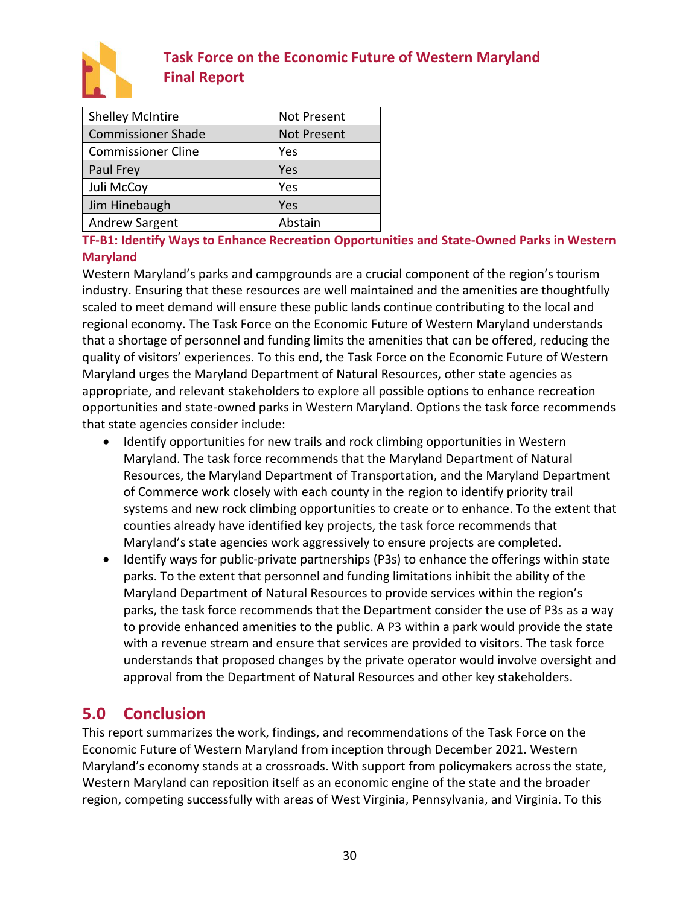| Shelley McIntire | Not Present |
| --- | --- |
| Commissioner Shade | Not Present |
| Commissioner Cline | Yes |
| Paul Frey | Yes |
| Juli McCoy | Yes |
| Jim Hinebaugh | Yes |
| Andrew Sargent | Abstain |

### TF-B1: Identify Ways to Enhance Recreation Opportunities and State-Owned Parks in Western Maryland

Western Maryland's parks and campgrounds are a crucial component of the region's tourism industry. Ensuring that these resources are well maintained and the amenities are thoughtfully scaled to meet demand will ensure these public lands continue contributing to the local and regional economy. The Task Force on the Economic Future of Western Maryland understands that a shortage of personnel and funding limits the amenities that can be offered, reducing the quality of visitors' experiences. To this end, the Task Force on the Economic Future of Western Maryland urges the Maryland Department of Natural Resources, other state agencies as appropriate, and relevant stakeholders to explore all possible options to enhance recreation opportunities and state-owned parks in Western Maryland. Options the task force recommends that state agencies consider include:

- Identify opportunities for new trails and rock climbing opportunities in Western Maryland. The task force recommends that the Maryland Department of Natural Resources, the Maryland Department of Transportation, and the Maryland Department of Commerce work closely with each county in the region to identify priority trail systems and new rock climbing opportunities to create or to enhance. To the extent that counties already have identified key projects, the task force recommends that Maryland's state agencies work aggressively to ensure projects are completed.
- Identify ways for public-private partnerships (P3s) to enhance the offerings within state parks. To the extent that personnel and funding limitations inhibit the ability of the Maryland Department of Natural Resources to provide services within the region's parks, the task force recommends that the Department consider the use of P3s as a way to provide enhanced amenities to the public. A P3 within a park would provide the state with a revenue stream and ensure that services are provided to visitors. The task force understands that proposed changes by the private operator would involve oversight and approval from the Department of Natural Resources and other key stakeholders.

## 5.0 Conclusion

This report summarizes the work, findings, and recommendations of the Task Force on the Economic Future of Western Maryland from inception through December 2021. Western Maryland's economy stands at a crossroads. With support from policymakers across the state, Western Maryland can reposition itself as an economic engine of the state and the broader region, competing successfully with areas of West Virginia, Pennsylvania, and Virginia. To this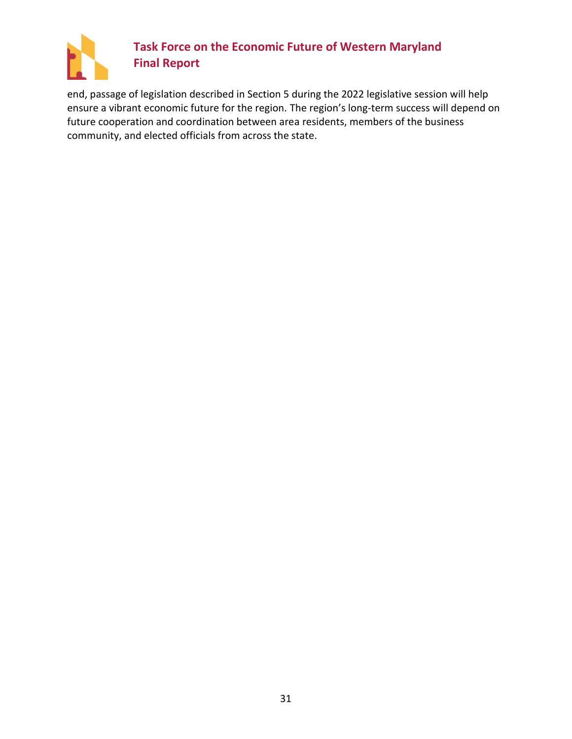end, passage of legislation described in Section 5 during the 2022 legislative session will help ensure a vibrant economic future for the region. The region's long-term success will depend on future cooperation and coordination between area residents, members of the business community, and elected officials from across the state.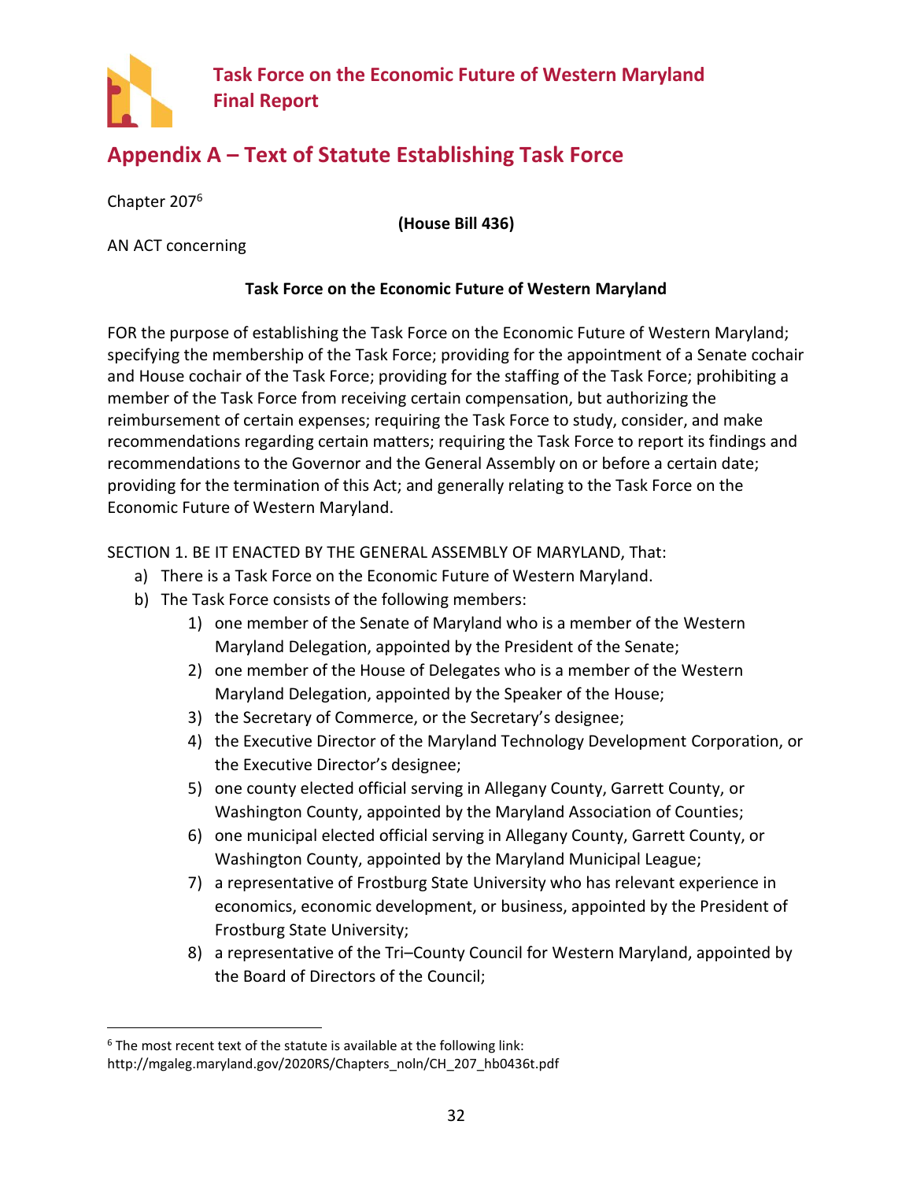## Appendix A – Text of Statute Establishing Task Force

Chapter 207[6]

**(House Bill 436)**

AN ACT concerning

**Task Force on the Economic Future of Western Maryland**

FOR the purpose of establishing the Task Force on the Economic Future of Western Maryland; specifying the membership of the Task Force; providing for the appointment of a Senate cochair and House cochair of the Task Force; providing for the staffing of the Task Force; prohibiting a member of the Task Force from receiving certain compensation, but authorizing the reimbursement of certain expenses; requiring the Task Force to study, consider, and make recommendations regarding certain matters; requiring the Task Force to report its findings and recommendations to the Governor and the General Assembly on or before a certain date; providing for the termination of this Act; and generally relating to the Task Force on the Economic Future of Western Maryland.

SECTION 1. BE IT ENACTED BY THE GENERAL ASSEMBLY OF MARYLAND, That:

a) There is a Task Force on the Economic Future of Western Maryland.
b) The Task Force consists of the following members:
    1) one member of the Senate of Maryland who is a member of the Western Maryland Delegation, appointed by the President of the Senate;
    2) one member of the House of Delegates who is a member of the Western Maryland Delegation, appointed by the Speaker of the House;
    3) the Secretary of Commerce, or the Secretary's designee;
    4) the Executive Director of the Maryland Technology Development Corporation, or the Executive Director's designee;
    5) one county elected official serving in Allegany County, Garrett County, or Washington County, appointed by the Maryland Association of Counties;
    6) one municipal elected official serving in Allegany County, Garrett County, or Washington County, appointed by the Maryland Municipal League;
    7) a representative of Frostburg State University who has relevant experience in economics, economic development, or business, appointed by the President of Frostburg State University;
    8) a representative of the Tri–County Council for Western Maryland, appointed by the Board of Directors of the Council;

[6] The most recent text of the statute is available at the following link: http://mgaleg.maryland.gov/2020RS/Chapters_noln/CH_207_hb0436t.pdf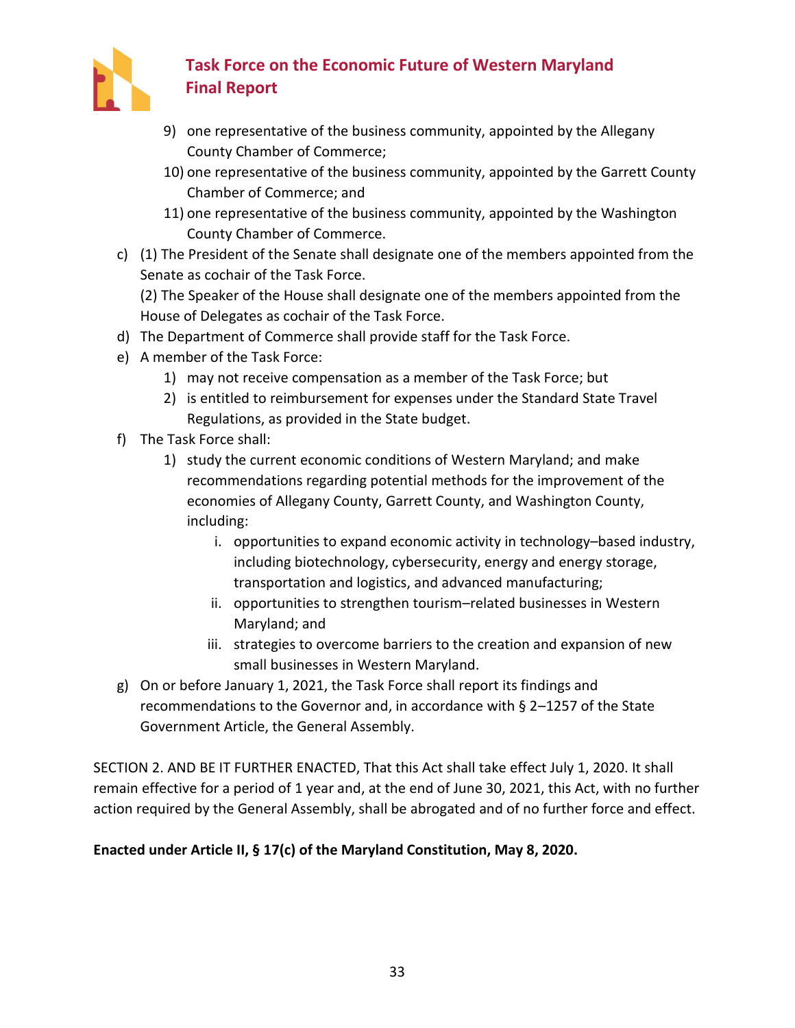9) one representative of the business community, appointed by the Allegany County Chamber of Commerce;
10) one representative of the business community, appointed by the Garrett County Chamber of Commerce; and
11) one representative of the business community, appointed by the Washington County Chamber of Commerce.

c) (1) The President of the Senate shall designate one of the members appointed from the Senate as cochair of the Task Force.
(2) The Speaker of the House shall designate one of the members appointed from the House of Delegates as cochair of the Task Force.

d) The Department of Commerce shall provide staff for the Task Force.

e) A member of the Task Force:
1) may not receive compensation as a member of the Task Force; but
2) is entitled to reimbursement for expenses under the Standard State Travel Regulations, as provided in the State budget.

f) The Task Force shall:
1) study the current economic conditions of Western Maryland; and make recommendations regarding potential methods for the improvement of the economies of Allegany County, Garrett County, and Washington County, including:
    i. opportunities to expand economic activity in technology–based industry, including biotechnology, cybersecurity, energy and energy storage, transportation and logistics, and advanced manufacturing;
    ii. opportunities to strengthen tourism–related businesses in Western Maryland; and
    iii. strategies to overcome barriers to the creation and expansion of new small businesses in Western Maryland.

g) On or before January 1, 2021, the Task Force shall report its findings and recommendations to the Governor and, in accordance with § 2–1257 of the State Government Article, the General Assembly.

SECTION 2. AND BE IT FURTHER ENACTED, That this Act shall take effect July 1, 2020. It shall remain effective for a period of 1 year and, at the end of June 30, 2021, this Act, with no further action required by the General Assembly, shall be abrogated and of no further force and effect.

**Enacted under Article II, § 17(c) of the Maryland Constitution, May 8, 2020.**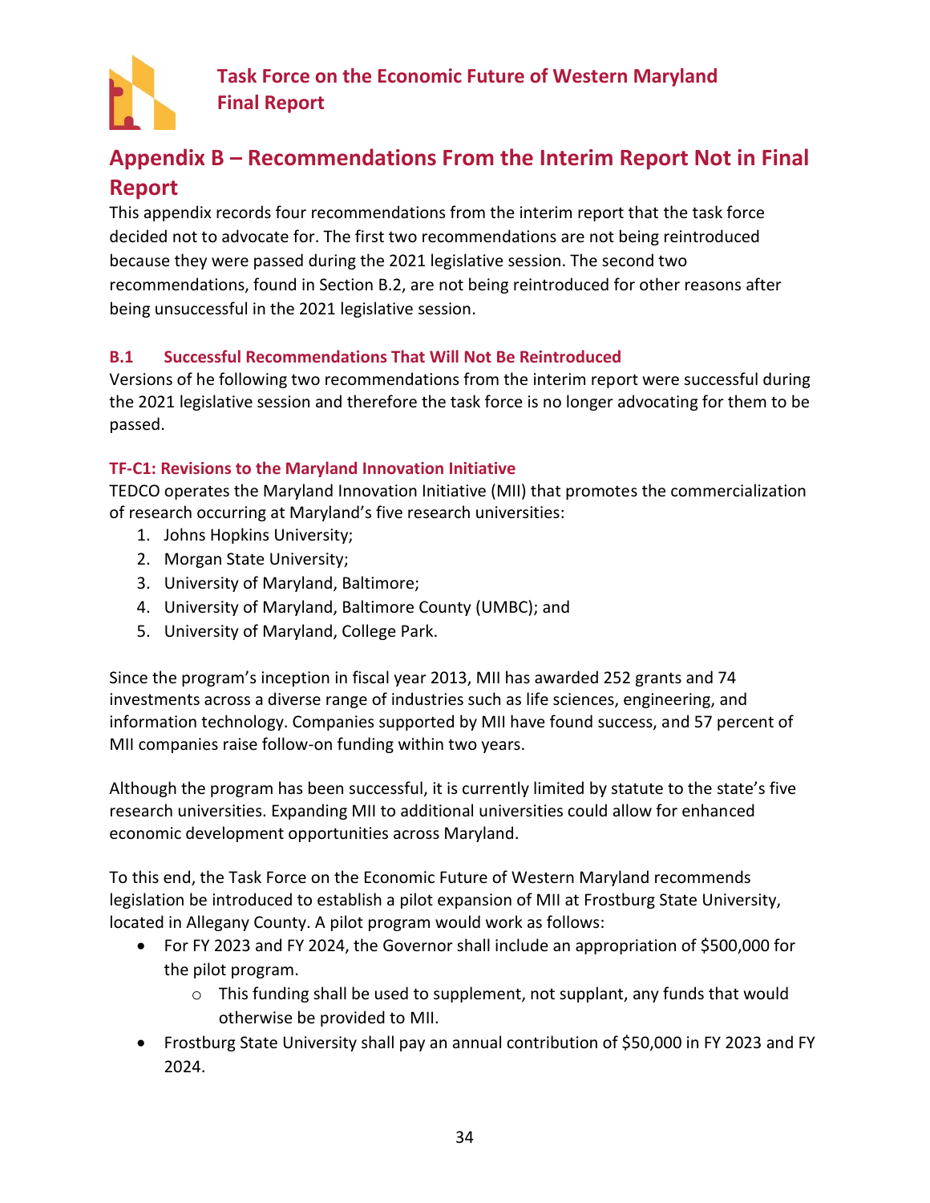## Appendix B – Recommendations From the Interim Report Not in Final Report

This appendix records four recommendations from the interim report that the task force decided not to advocate for. The first two recommendations are not being reintroduced because they were passed during the 2021 legislative session. The second two recommendations, found in Section B.2, are not being reintroduced for other reasons after being unsuccessful in the 2021 legislative session.

### B.1 Successful Recommendations That Will Not Be Reintroduced

Versions of he following two recommendations from the interim report were successful during the 2021 legislative session and therefore the task force is no longer advocating for them to be passed.

#### TF-C1: Revisions to the Maryland Innovation Initiative

TEDCO operates the Maryland Innovation Initiative (MII) that promotes the commercialization of research occurring at Maryland's five research universities:

1. Johns Hopkins University;
2. Morgan State University;
3. University of Maryland, Baltimore;
4. University of Maryland, Baltimore County (UMBC); and
5. University of Maryland, College Park.

Since the program's inception in fiscal year 2013, MII has awarded 252 grants and 74 investments across a diverse range of industries such as life sciences, engineering, and information technology. Companies supported by MII have found success, and 57 percent of MII companies raise follow-on funding within two years.

Although the program has been successful, it is currently limited by statute to the state's five research universities. Expanding MII to additional universities could allow for enhanced economic development opportunities across Maryland.

To this end, the Task Force on the Economic Future of Western Maryland recommends legislation be introduced to establish a pilot expansion of MII at Frostburg State University, located in Allegany County. A pilot program would work as follows:

- For FY 2023 and FY 2024, the Governor shall include an appropriation of $500,000 for the pilot program.
  - This funding shall be used to supplement, not supplant, any funds that would otherwise be provided to MII.
- Frostburg State University shall pay an annual contribution of $50,000 in FY 2023 and FY 2024.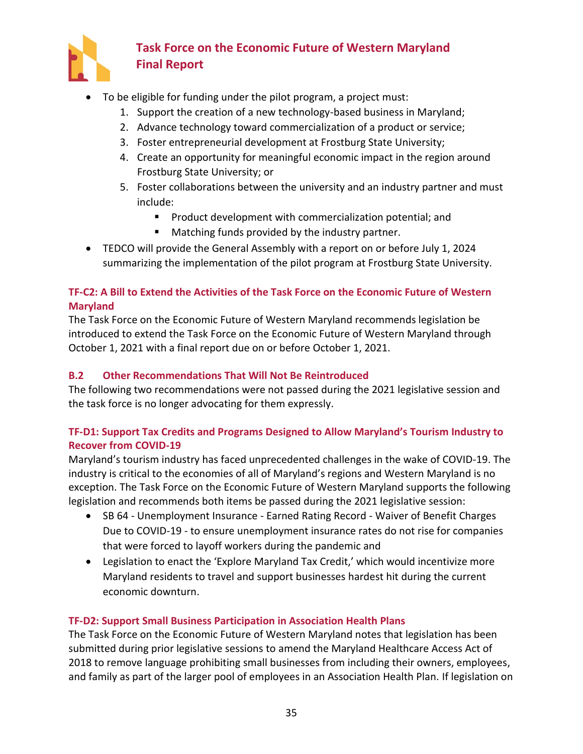- To be eligible for funding under the pilot program, a project must:
  1. Support the creation of a new technology-based business in Maryland;
  2. Advance technology toward commercialization of a product or service;
  3. Foster entrepreneurial development at Frostburg State University;
  4. Create an opportunity for meaningful economic impact in the region around Frostburg State University; or
  5. Foster collaborations between the university and an industry partner and must include:
     - Product development with commercialization potential; and
     - Matching funds provided by the industry partner.
- TEDCO will provide the General Assembly with a report on or before July 1, 2024 summarizing the implementation of the pilot program at Frostburg State University.

#### TF-C2: A Bill to Extend the Activities of the Task Force on the Economic Future of Western Maryland

The Task Force on the Economic Future of Western Maryland recommends legislation be introduced to extend the Task Force on the Economic Future of Western Maryland through October 1, 2021 with a final report due on or before October 1, 2021.

### B.2 Other Recommendations That Will Not Be Reintroduced

The following two recommendations were not passed during the 2021 legislative session and the task force is no longer advocating for them expressly.

#### TF-D1: Support Tax Credits and Programs Designed to Allow Maryland's Tourism Industry to Recover from COVID-19

Maryland's tourism industry has faced unprecedented challenges in the wake of COVID-19. The industry is critical to the economies of all of Maryland's regions and Western Maryland is no exception. The Task Force on the Economic Future of Western Maryland supports the following legislation and recommends both items be passed during the 2021 legislative session:

- SB 64 - Unemployment Insurance - Earned Rating Record - Waiver of Benefit Charges Due to COVID-19 - to ensure unemployment insurance rates do not rise for companies that were forced to layoff workers during the pandemic and
- Legislation to enact the 'Explore Maryland Tax Credit,' which would incentivize more Maryland residents to travel and support businesses hardest hit during the current economic downturn.

#### TF-D2: Support Small Business Participation in Association Health Plans

The Task Force on the Economic Future of Western Maryland notes that legislation has been submitted during prior legislative sessions to amend the Maryland Healthcare Access Act of 2018 to remove language prohibiting small businesses from including their owners, employees, and family as part of the larger pool of employees in an Association Health Plan. If legislation on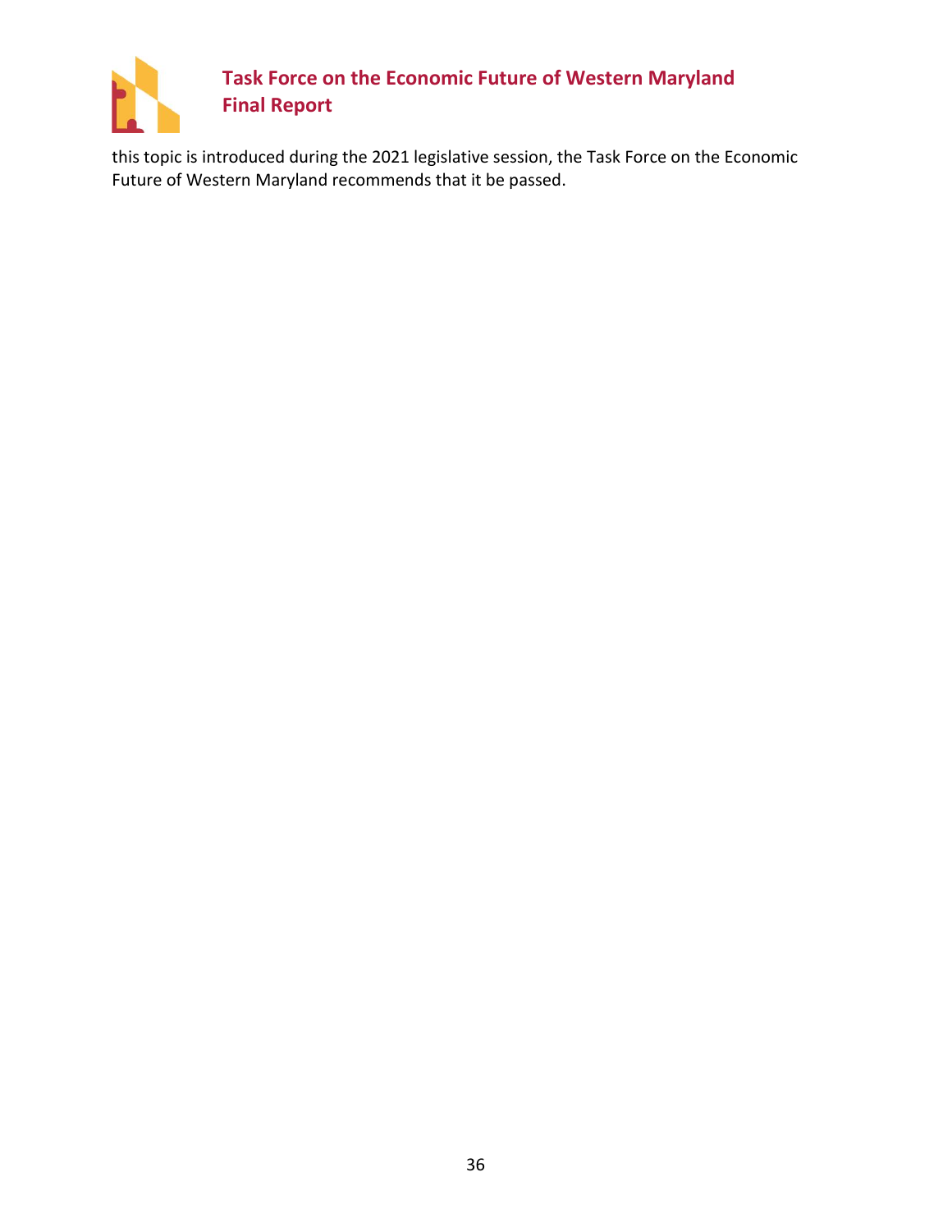this topic is introduced during the 2021 legislative session, the Task Force on the Economic Future of Western Maryland recommends that it be passed.